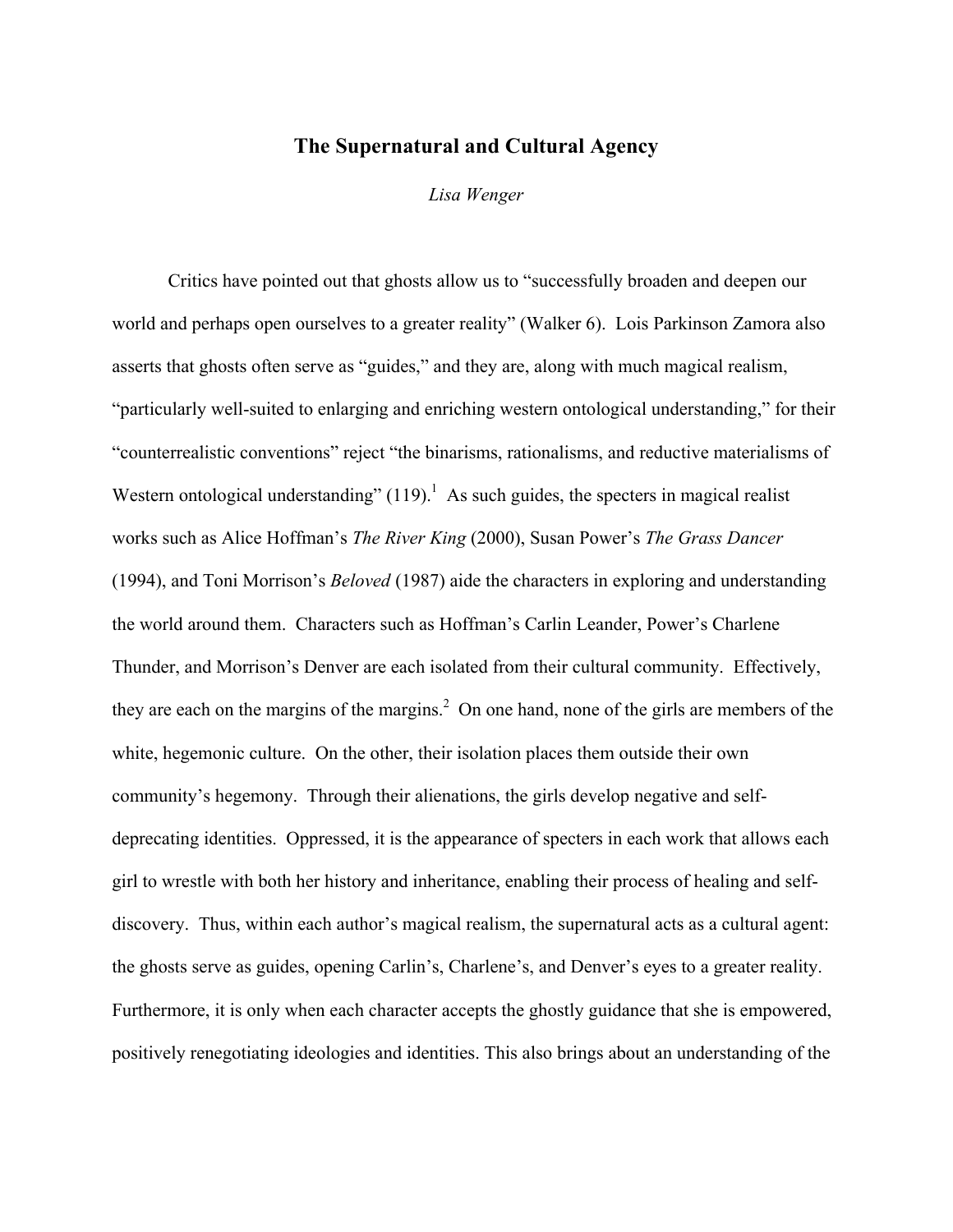# The Supernatural and Cultural Agency

*Lisa Wenger*

Critics have pointed out that ghosts allow us to "successfully broaden and deepen our world and perhaps open ourselves to a greater reality" (Walker 6). Lois Parkinson Zamora also asserts that ghosts often serve as "guides," and they are, along with much magical realism, "particularly well-suited to enlarging and enriching western ontological understanding," for their "counterrealistic conventions" reject "the binarisms, rationalisms, and reductive materialisms of Western ontological understanding" (119).[1] As such guides, the specters in magical realist works such as Alice Hoffman's *The River King* (2000), Susan Power's *The Grass Dancer* (1994), and Toni Morrison's *Beloved* (1987) aide the characters in exploring and understanding the world around them. Characters such as Hoffman's Carlin Leander, Power's Charlene Thunder, and Morrison's Denver are each isolated from their cultural community. Effectively, they are each on the margins of the margins.[2] On one hand, none of the girls are members of the white, hegemonic culture. On the other, their isolation places them outside their own community's hegemony. Through their alienations, the girls develop negative and self-deprecating identities. Oppressed, it is the appearance of specters in each work that allows each girl to wrestle with both her history and inheritance, enabling their process of healing and self-discovery. Thus, within each author's magical realism, the supernatural acts as a cultural agent: the ghosts serve as guides, opening Carlin's, Charlene's, and Denver's eyes to a greater reality. Furthermore, it is only when each character accepts the ghostly guidance that she is empowered, positively renegotiating ideologies and identities. This also brings about an understanding of the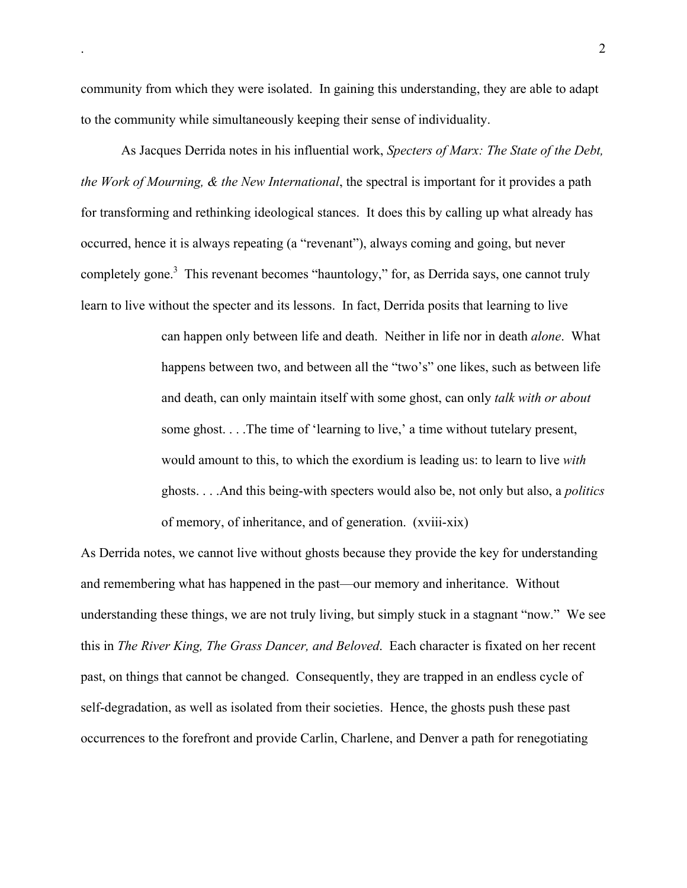community from which they were isolated. In gaining this understanding, they are able to adapt to the community while simultaneously keeping their sense of individuality.

As Jacques Derrida notes in his influential work, *Specters of Marx: The State of the Debt, the Work of Mourning, & the New International*, the spectral is important for it provides a path for transforming and rethinking ideological stances. It does this by calling up what already has occurred, hence it is always repeating (a "revenant"), always coming and going, but never completely gone.[3] This revenant becomes "hauntology," for, as Derrida says, one cannot truly learn to live without the specter and its lessons. In fact, Derrida posits that learning to live

> can happen only between life and death. Neither in life nor in death *alone*. What happens between two, and between all the "two's" one likes, such as between life and death, can only maintain itself with some ghost, can only *talk with or about* some ghost. . . .The time of 'learning to live,' a time without tutelary present, would amount to this, to which the exordium is leading us: to learn to live *with* ghosts. . . .And this being-with specters would also be, not only but also, a *politics* of memory, of inheritance, and of generation. (xviii-xix)

As Derrida notes, we cannot live without ghosts because they provide the key for understanding and remembering what has happened in the past—our memory and inheritance. Without understanding these things, we are not truly living, but simply stuck in a stagnant "now." We see this in *The River King, The Grass Dancer, and Beloved*. Each character is fixated on her recent past, on things that cannot be changed. Consequently, they are trapped in an endless cycle of self-degradation, as well as isolated from their societies. Hence, the ghosts push these past occurrences to the forefront and provide Carlin, Charlene, and Denver a path for renegotiating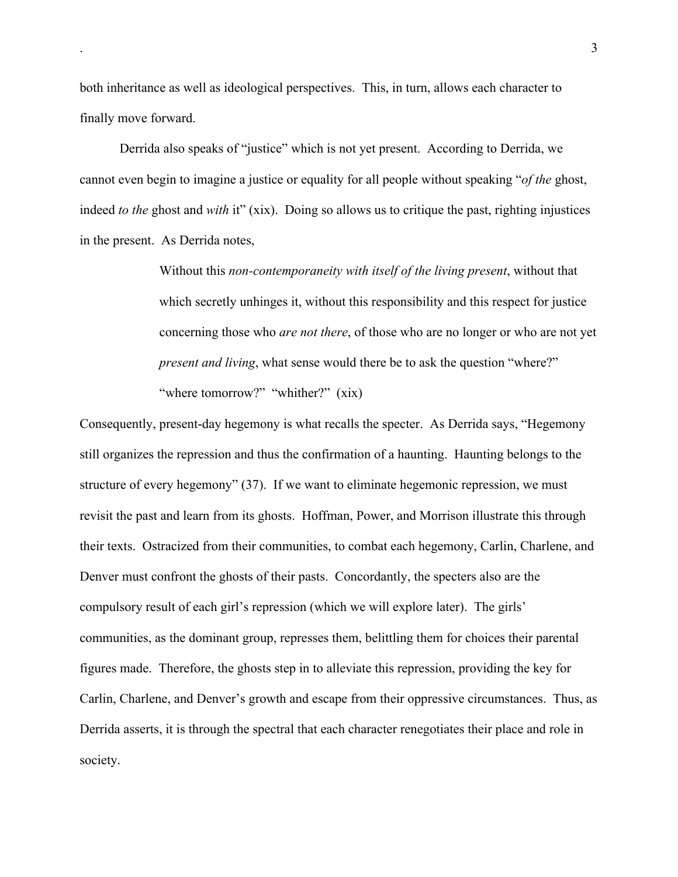both inheritance as well as ideological perspectives. This, in turn, allows each character to finally move forward.

Derrida also speaks of "justice" which is not yet present. According to Derrida, we cannot even begin to imagine a justice or equality for all people without speaking "*of the* ghost, indeed *to the* ghost and *with* it" (xix). Doing so allows us to critique the past, righting injustices in the present. As Derrida notes,

> Without this *non-contemporaneity with itself of the living present*, without that which secretly unhinges it, without this responsibility and this respect for justice concerning those who *are not there*, of those who are no longer or who are not yet *present and living*, what sense would there be to ask the question "where?" "where tomorrow?" "whither?" (xix)

Consequently, present-day hegemony is what recalls the specter. As Derrida says, "Hegemony still organizes the repression and thus the confirmation of a haunting. Haunting belongs to the structure of every hegemony" (37). If we want to eliminate hegemonic repression, we must revisit the past and learn from its ghosts. Hoffman, Power, and Morrison illustrate this through their texts. Ostracized from their communities, to combat each hegemony, Carlin, Charlene, and Denver must confront the ghosts of their pasts. Concordantly, the specters also are the compulsory result of each girl's repression (which we will explore later). The girls' communities, as the dominant group, represses them, belittling them for choices their parental figures made. Therefore, the ghosts step in to alleviate this repression, providing the key for Carlin, Charlene, and Denver's growth and escape from their oppressive circumstances. Thus, as Derrida asserts, it is through the spectral that each character renegotiates their place and role in society.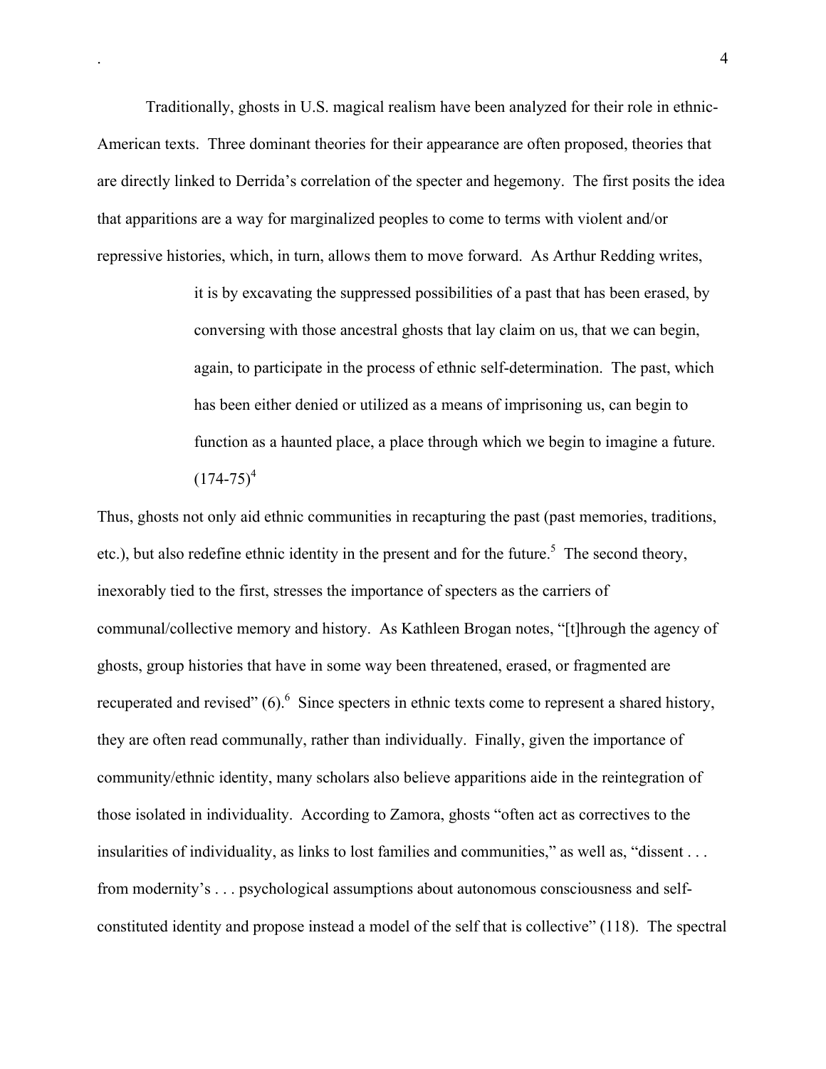Traditionally, ghosts in U.S. magical realism have been analyzed for their role in ethnic-American texts. Three dominant theories for their appearance are often proposed, theories that are directly linked to Derrida's correlation of the specter and hegemony. The first posits the idea that apparitions are a way for marginalized peoples to come to terms with violent and/or repressive histories, which, in turn, allows them to move forward. As Arthur Redding writes,

> it is by excavating the suppressed possibilities of a past that has been erased, by conversing with those ancestral ghosts that lay claim on us, that we can begin, again, to participate in the process of ethnic self-determination. The past, which has been either denied or utilized as a means of imprisoning us, can begin to function as a haunted place, a place through which we begin to imagine a future. (174-75)[4]

Thus, ghosts not only aid ethnic communities in recapturing the past (past memories, traditions, etc.), but also redefine ethnic identity in the present and for the future.[5] The second theory, inexorably tied to the first, stresses the importance of specters as the carriers of communal/collective memory and history. As Kathleen Brogan notes, "[t]hrough the agency of ghosts, group histories that have in some way been threatened, erased, or fragmented are recuperated and revised" (6).[6] Since specters in ethnic texts come to represent a shared history, they are often read communally, rather than individually. Finally, given the importance of community/ethnic identity, many scholars also believe apparitions aide in the reintegration of those isolated in individuality. According to Zamora, ghosts "often act as correctives to the insularities of individuality, as links to lost families and communities," as well as, "dissent . . . from modernity's . . . psychological assumptions about autonomous consciousness and self-constituted identity and propose instead a model of the self that is collective" (118). The spectral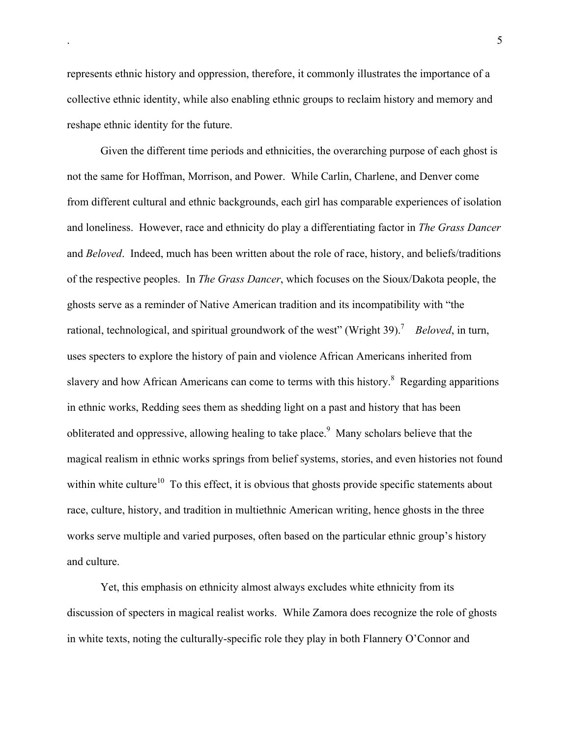represents ethnic history and oppression, therefore, it commonly illustrates the importance of a collective ethnic identity, while also enabling ethnic groups to reclaim history and memory and reshape ethnic identity for the future.

Given the different time periods and ethnicities, the overarching purpose of each ghost is not the same for Hoffman, Morrison, and Power. While Carlin, Charlene, and Denver come from different cultural and ethnic backgrounds, each girl has comparable experiences of isolation and loneliness. However, race and ethnicity do play a differentiating factor in *The Grass Dancer* and *Beloved*. Indeed, much has been written about the role of race, history, and beliefs/traditions of the respective peoples. In *The Grass Dancer*, which focuses on the Sioux/Dakota people, the ghosts serve as a reminder of Native American tradition and its incompatibility with "the rational, technological, and spiritual groundwork of the west" (Wright 39).[7] *Beloved*, in turn, uses specters to explore the history of pain and violence African Americans inherited from slavery and how African Americans can come to terms with this history.[8] Regarding apparitions in ethnic works, Redding sees them as shedding light on a past and history that has been obliterated and oppressive, allowing healing to take place.[9] Many scholars believe that the magical realism in ethnic works springs from belief systems, stories, and even histories not found within white culture[10] To this effect, it is obvious that ghosts provide specific statements about race, culture, history, and tradition in multiethnic American writing, hence ghosts in the three works serve multiple and varied purposes, often based on the particular ethnic group's history and culture.

Yet, this emphasis on ethnicity almost always excludes white ethnicity from its discussion of specters in magical realist works. While Zamora does recognize the role of ghosts in white texts, noting the culturally-specific role they play in both Flannery O'Connor and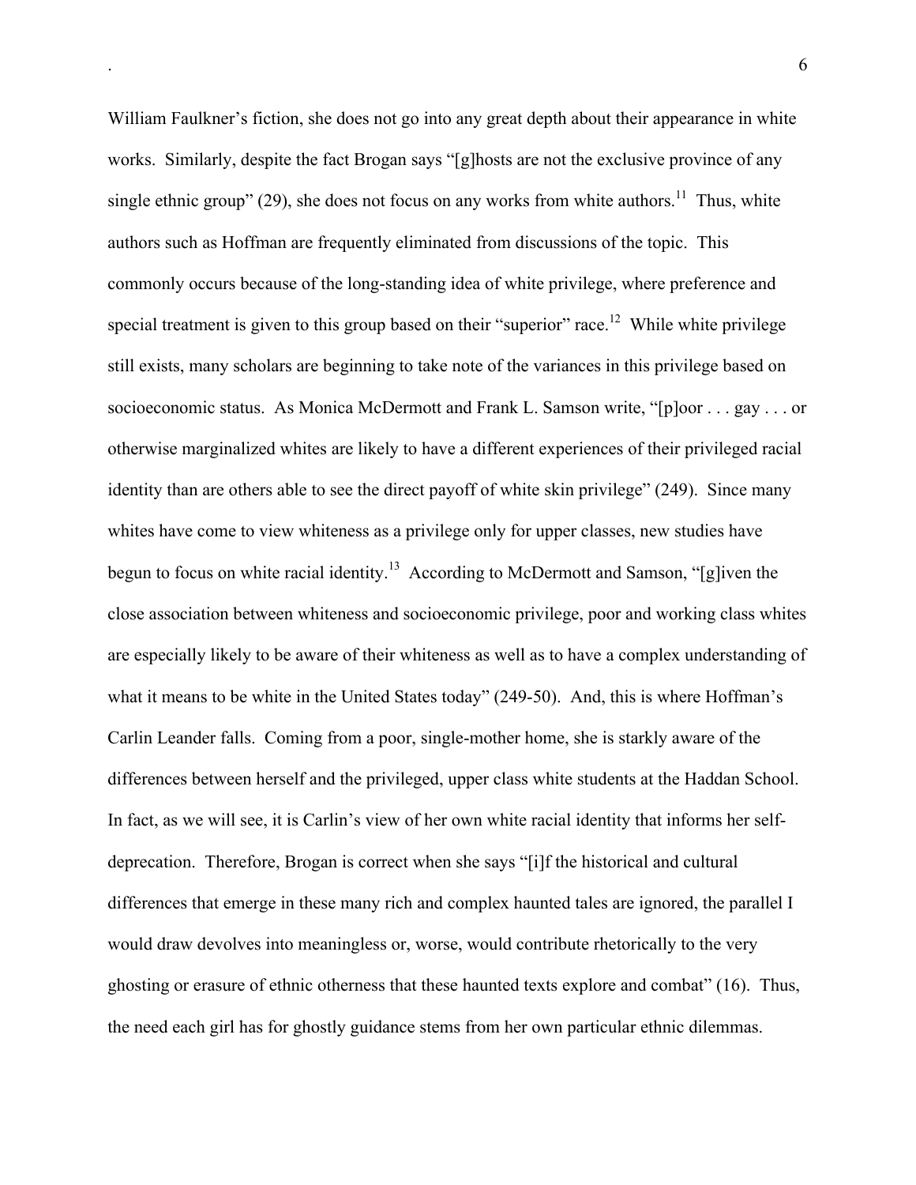William Faulkner's fiction, she does not go into any great depth about their appearance in white works. Similarly, despite the fact Brogan says "[g]hosts are not the exclusive province of any single ethnic group" (29), she does not focus on any works from white authors.[11] Thus, white authors such as Hoffman are frequently eliminated from discussions of the topic. This commonly occurs because of the long-standing idea of white privilege, where preference and special treatment is given to this group based on their "superior" race.[12] While white privilege still exists, many scholars are beginning to take note of the variances in this privilege based on socioeconomic status. As Monica McDermott and Frank L. Samson write, "[p]oor . . . gay . . . or otherwise marginalized whites are likely to have a different experiences of their privileged racial identity than are others able to see the direct payoff of white skin privilege" (249). Since many whites have come to view whiteness as a privilege only for upper classes, new studies have begun to focus on white racial identity.[13] According to McDermott and Samson, "[g]iven the close association between whiteness and socioeconomic privilege, poor and working class whites are especially likely to be aware of their whiteness as well as to have a complex understanding of what it means to be white in the United States today" (249-50). And, this is where Hoffman's Carlin Leander falls. Coming from a poor, single-mother home, she is starkly aware of the differences between herself and the privileged, upper class white students at the Haddan School. In fact, as we will see, it is Carlin's view of her own white racial identity that informs her self-deprecation. Therefore, Brogan is correct when she says "[i]f the historical and cultural differences that emerge in these many rich and complex haunted tales are ignored, the parallel I would draw devolves into meaningless or, worse, would contribute rhetorically to the very ghosting or erasure of ethnic otherness that these haunted texts explore and combat" (16). Thus, the need each girl has for ghostly guidance stems from her own particular ethnic dilemmas.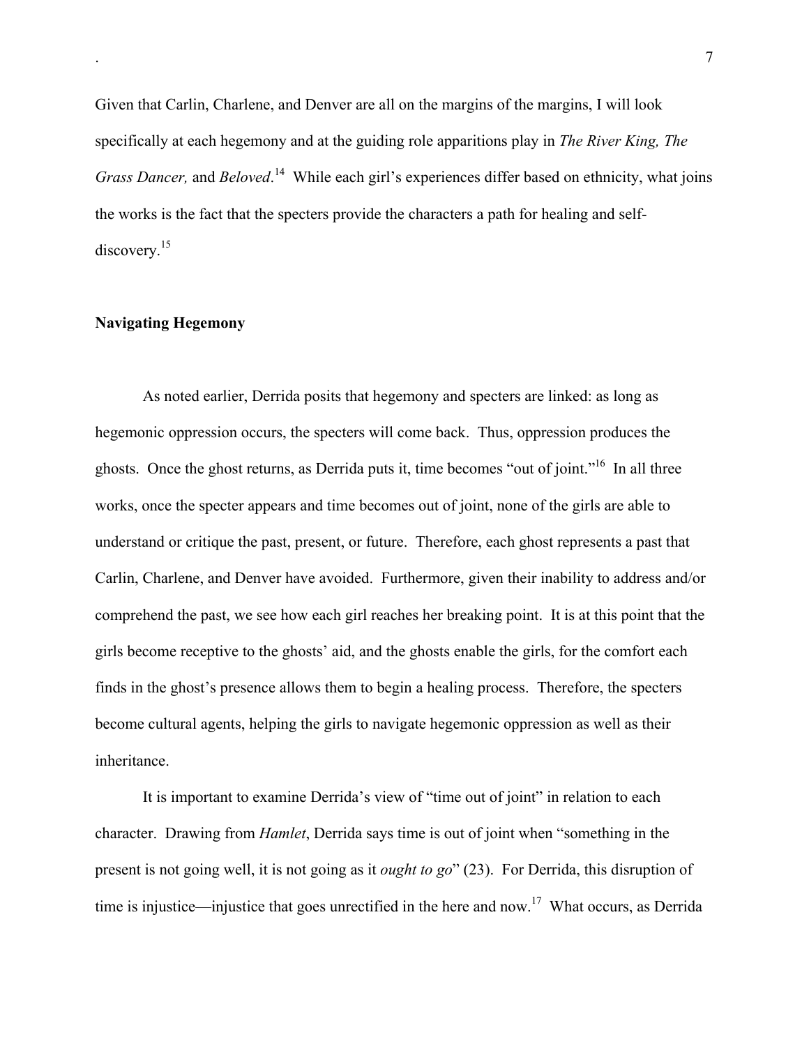Given that Carlin, Charlene, and Denver are all on the margins of the margins, I will look specifically at each hegemony and at the guiding role apparitions play in *The River King, The Grass Dancer,* and *Beloved*.[14] While each girl's experiences differ based on ethnicity, what joins the works is the fact that the specters provide the characters a path for healing and self-discovery.[15]

**Navigating Hegemony**

As noted earlier, Derrida posits that hegemony and specters are linked: as long as hegemonic oppression occurs, the specters will come back. Thus, oppression produces the ghosts. Once the ghost returns, as Derrida puts it, time becomes "out of joint."[16] In all three works, once the specter appears and time becomes out of joint, none of the girls are able to understand or critique the past, present, or future. Therefore, each ghost represents a past that Carlin, Charlene, and Denver have avoided. Furthermore, given their inability to address and/or comprehend the past, we see how each girl reaches her breaking point. It is at this point that the girls become receptive to the ghosts' aid, and the ghosts enable the girls, for the comfort each finds in the ghost's presence allows them to begin a healing process. Therefore, the specters become cultural agents, helping the girls to navigate hegemonic oppression as well as their inheritance.

It is important to examine Derrida's view of "time out of joint" in relation to each character. Drawing from *Hamlet*, Derrida says time is out of joint when "something in the present is not going well, it is not going as it *ought to go*" (23). For Derrida, this disruption of time is injustice—injustice that goes unrectified in the here and now.[17] What occurs, as Derrida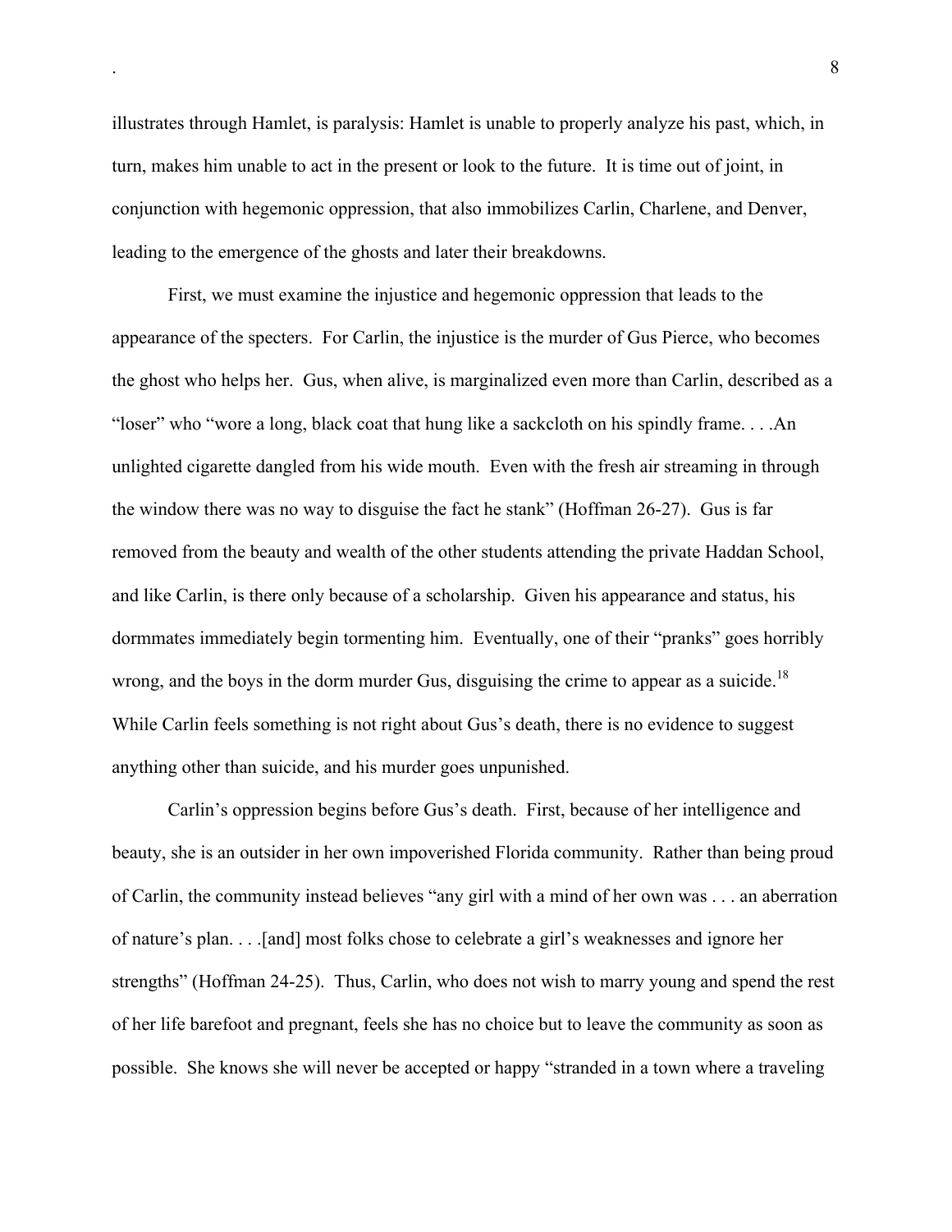illustrates through Hamlet, is paralysis: Hamlet is unable to properly analyze his past, which, in turn, makes him unable to act in the present or look to the future. It is time out of joint, in conjunction with hegemonic oppression, that also immobilizes Carlin, Charlene, and Denver, leading to the emergence of the ghosts and later their breakdowns.

First, we must examine the injustice and hegemonic oppression that leads to the appearance of the specters. For Carlin, the injustice is the murder of Gus Pierce, who becomes the ghost who helps her. Gus, when alive, is marginalized even more than Carlin, described as a "loser" who "wore a long, black coat that hung like a sackcloth on his spindly frame. . . .An unlighted cigarette dangled from his wide mouth. Even with the fresh air streaming in through the window there was no way to disguise the fact he stank" (Hoffman 26-27). Gus is far removed from the beauty and wealth of the other students attending the private Haddan School, and like Carlin, is there only because of a scholarship. Given his appearance and status, his dormmates immediately begin tormenting him. Eventually, one of their "pranks" goes horribly wrong, and the boys in the dorm murder Gus, disguising the crime to appear as a suicide.[18] While Carlin feels something is not right about Gus's death, there is no evidence to suggest anything other than suicide, and his murder goes unpunished.

Carlin's oppression begins before Gus's death. First, because of her intelligence and beauty, she is an outsider in her own impoverished Florida community. Rather than being proud of Carlin, the community instead believes "any girl with a mind of her own was . . . an aberration of nature's plan. . . .[and] most folks chose to celebrate a girl's weaknesses and ignore her strengths" (Hoffman 24-25). Thus, Carlin, who does not wish to marry young and spend the rest of her life barefoot and pregnant, feels she has no choice but to leave the community as soon as possible. She knows she will never be accepted or happy "stranded in a town where a traveling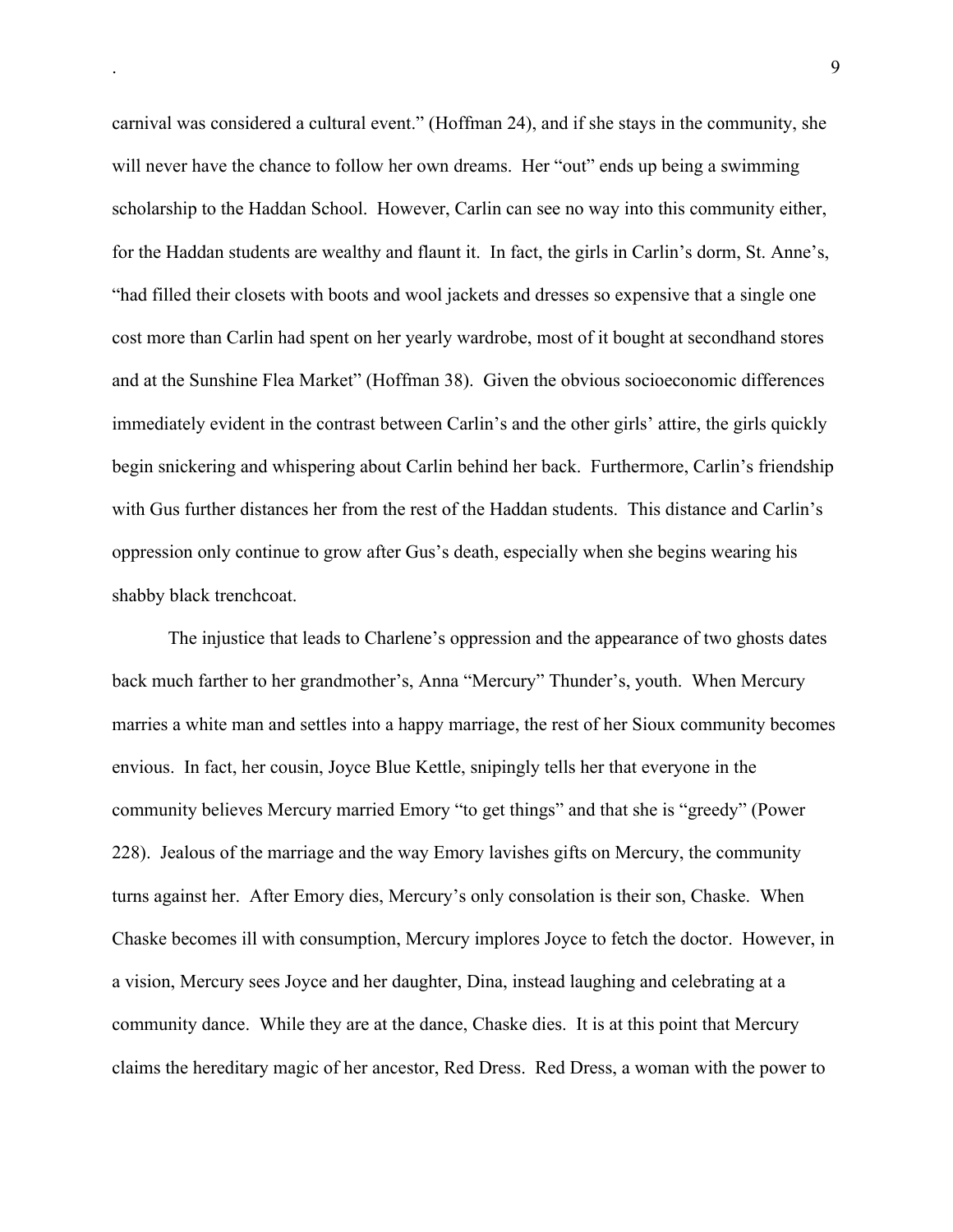carnival was considered a cultural event." (Hoffman 24), and if she stays in the community, she will never have the chance to follow her own dreams. Her "out" ends up being a swimming scholarship to the Haddan School. However, Carlin can see no way into this community either, for the Haddan students are wealthy and flaunt it. In fact, the girls in Carlin's dorm, St. Anne's, "had filled their closets with boots and wool jackets and dresses so expensive that a single one cost more than Carlin had spent on her yearly wardrobe, most of it bought at secondhand stores and at the Sunshine Flea Market" (Hoffman 38). Given the obvious socioeconomic differences immediately evident in the contrast between Carlin's and the other girls' attire, the girls quickly begin snickering and whispering about Carlin behind her back. Furthermore, Carlin's friendship with Gus further distances her from the rest of the Haddan students. This distance and Carlin's oppression only continue to grow after Gus's death, especially when she begins wearing his shabby black trenchcoat.

The injustice that leads to Charlene's oppression and the appearance of two ghosts dates back much farther to her grandmother's, Anna "Mercury" Thunder's, youth. When Mercury marries a white man and settles into a happy marriage, the rest of her Sioux community becomes envious. In fact, her cousin, Joyce Blue Kettle, snipingly tells her that everyone in the community believes Mercury married Emory "to get things" and that she is "greedy" (Power 228). Jealous of the marriage and the way Emory lavishes gifts on Mercury, the community turns against her. After Emory dies, Mercury's only consolation is their son, Chaske. When Chaske becomes ill with consumption, Mercury implores Joyce to fetch the doctor. However, in a vision, Mercury sees Joyce and her daughter, Dina, instead laughing and celebrating at a community dance. While they are at the dance, Chaske dies. It is at this point that Mercury claims the hereditary magic of her ancestor, Red Dress. Red Dress, a woman with the power to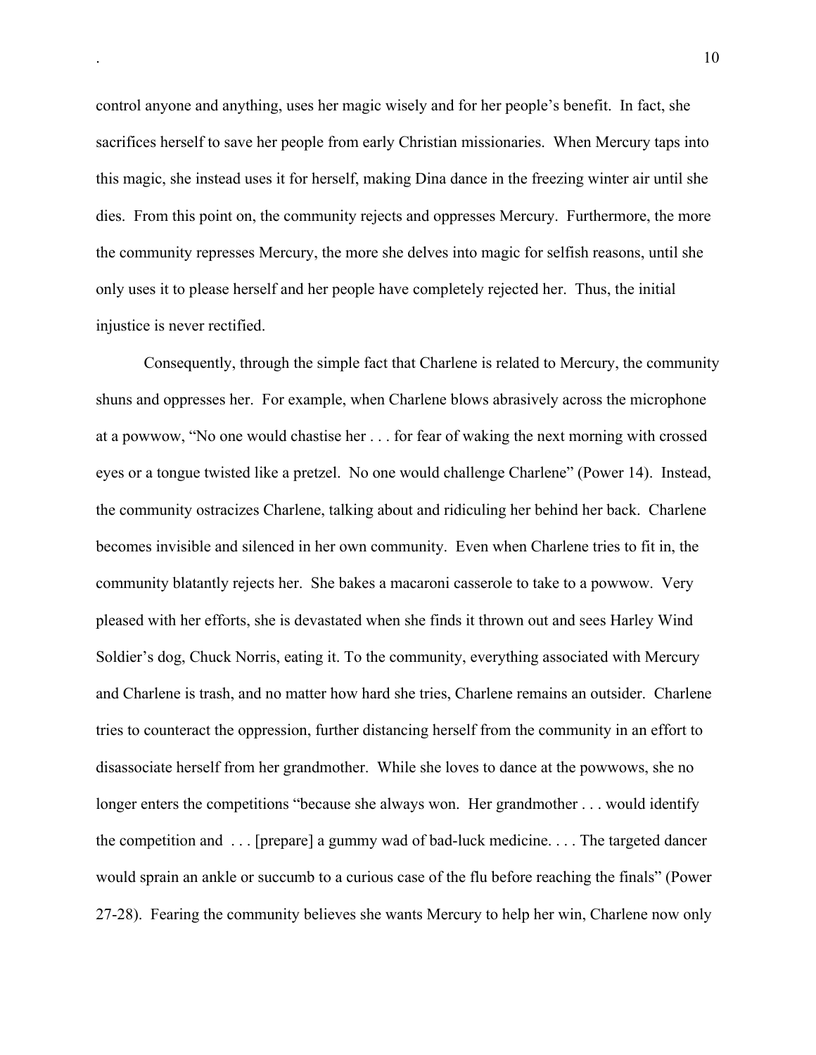control anyone and anything, uses her magic wisely and for her people's benefit. In fact, she sacrifices herself to save her people from early Christian missionaries. When Mercury taps into this magic, she instead uses it for herself, making Dina dance in the freezing winter air until she dies. From this point on, the community rejects and oppresses Mercury. Furthermore, the more the community represses Mercury, the more she delves into magic for selfish reasons, until she only uses it to please herself and her people have completely rejected her. Thus, the initial injustice is never rectified.

Consequently, through the simple fact that Charlene is related to Mercury, the community shuns and oppresses her. For example, when Charlene blows abrasively across the microphone at a powwow, "No one would chastise her . . . for fear of waking the next morning with crossed eyes or a tongue twisted like a pretzel. No one would challenge Charlene" (Power 14). Instead, the community ostracizes Charlene, talking about and ridiculing her behind her back. Charlene becomes invisible and silenced in her own community. Even when Charlene tries to fit in, the community blatantly rejects her. She bakes a macaroni casserole to take to a powwow. Very pleased with her efforts, she is devastated when she finds it thrown out and sees Harley Wind Soldier's dog, Chuck Norris, eating it. To the community, everything associated with Mercury and Charlene is trash, and no matter how hard she tries, Charlene remains an outsider. Charlene tries to counteract the oppression, further distancing herself from the community in an effort to disassociate herself from her grandmother. While she loves to dance at the powwows, she no longer enters the competitions "because she always won. Her grandmother . . . would identify the competition and . . . [prepare] a gummy wad of bad-luck medicine. . . . The targeted dancer would sprain an ankle or succumb to a curious case of the flu before reaching the finals" (Power 27-28). Fearing the community believes she wants Mercury to help her win, Charlene now only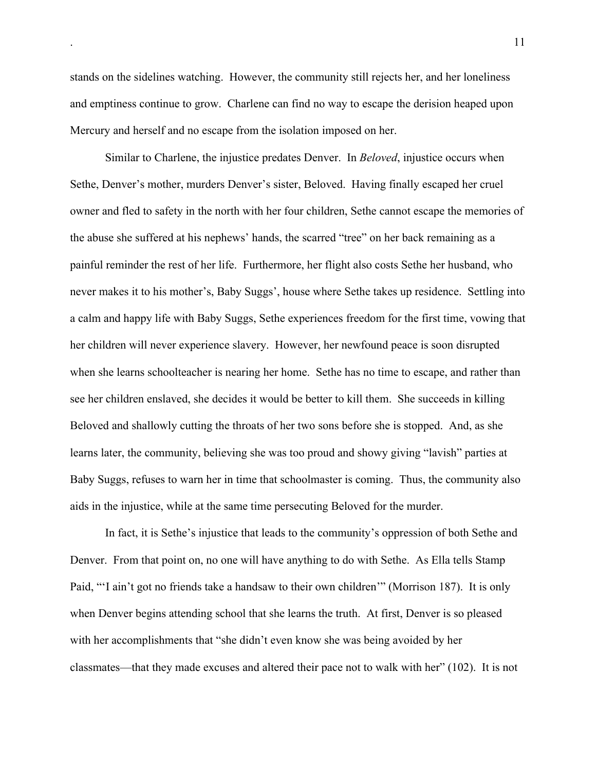stands on the sidelines watching. However, the community still rejects her, and her loneliness and emptiness continue to grow. Charlene can find no way to escape the derision heaped upon Mercury and herself and no escape from the isolation imposed on her.

Similar to Charlene, the injustice predates Denver. In *Beloved*, injustice occurs when Sethe, Denver's mother, murders Denver's sister, Beloved. Having finally escaped her cruel owner and fled to safety in the north with her four children, Sethe cannot escape the memories of the abuse she suffered at his nephews' hands, the scarred "tree" on her back remaining as a painful reminder the rest of her life. Furthermore, her flight also costs Sethe her husband, who never makes it to his mother's, Baby Suggs', house where Sethe takes up residence. Settling into a calm and happy life with Baby Suggs, Sethe experiences freedom for the first time, vowing that her children will never experience slavery. However, her newfound peace is soon disrupted when she learns schoolteacher is nearing her home. Sethe has no time to escape, and rather than see her children enslaved, she decides it would be better to kill them. She succeeds in killing Beloved and shallowly cutting the throats of her two sons before she is stopped. And, as she learns later, the community, believing she was too proud and showy giving "lavish" parties at Baby Suggs, refuses to warn her in time that schoolmaster is coming. Thus, the community also aids in the injustice, while at the same time persecuting Beloved for the murder.

In fact, it is Sethe's injustice that leads to the community's oppression of both Sethe and Denver. From that point on, no one will have anything to do with Sethe. As Ella tells Stamp Paid, "'I ain't got no friends take a handsaw to their own children'" (Morrison 187). It is only when Denver begins attending school that she learns the truth. At first, Denver is so pleased with her accomplishments that "she didn't even know she was being avoided by her classmates—that they made excuses and altered their pace not to walk with her" (102). It is not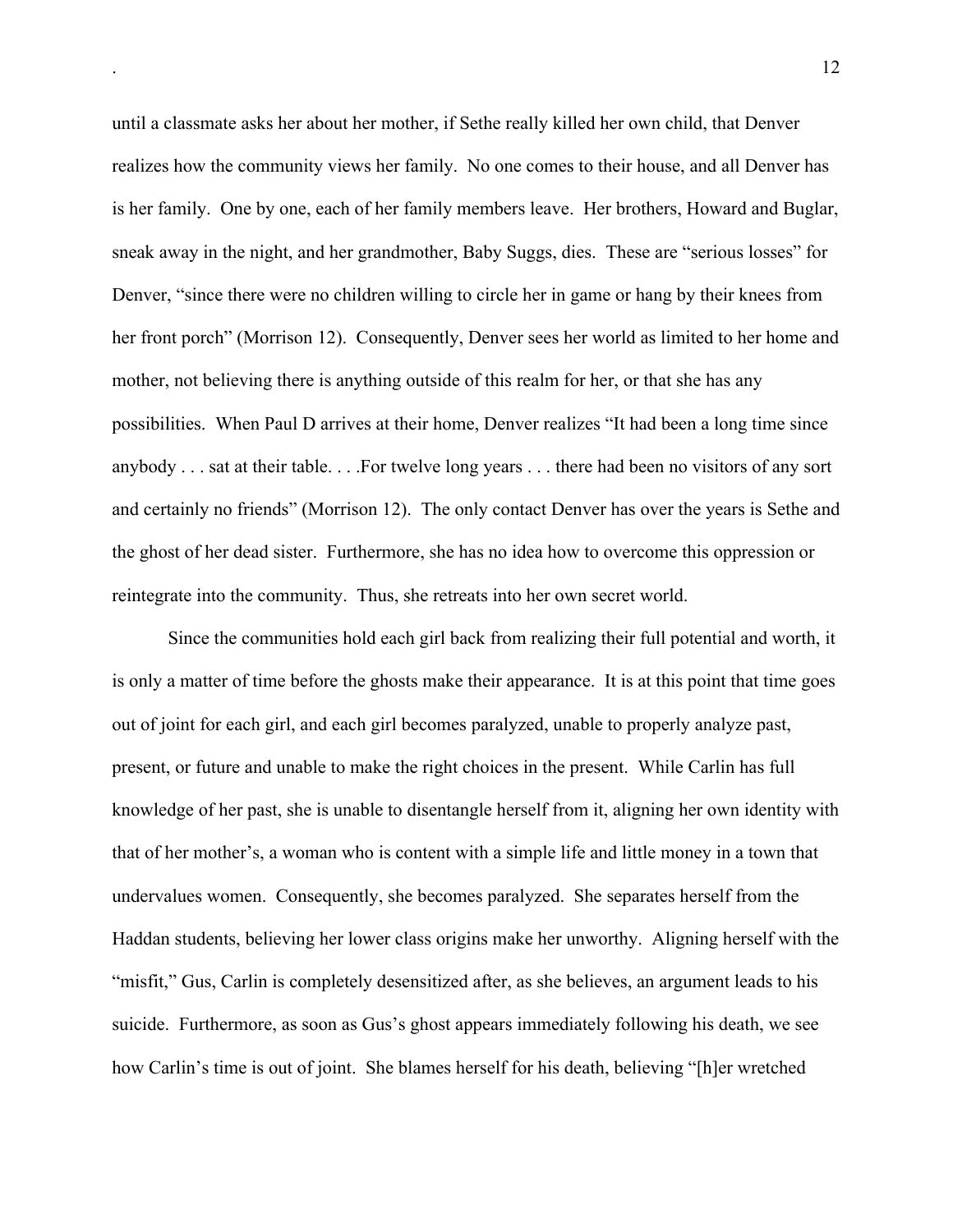until a classmate asks her about her mother, if Sethe really killed her own child, that Denver realizes how the community views her family. No one comes to their house, and all Denver has is her family. One by one, each of her family members leave. Her brothers, Howard and Buglar, sneak away in the night, and her grandmother, Baby Suggs, dies. These are "serious losses" for Denver, "since there were no children willing to circle her in game or hang by their knees from her front porch" (Morrison 12). Consequently, Denver sees her world as limited to her home and mother, not believing there is anything outside of this realm for her, or that she has any possibilities. When Paul D arrives at their home, Denver realizes "It had been a long time since anybody . . . sat at their table. . . .For twelve long years . . . there had been no visitors of any sort and certainly no friends" (Morrison 12). The only contact Denver has over the years is Sethe and the ghost of her dead sister. Furthermore, she has no idea how to overcome this oppression or reintegrate into the community. Thus, she retreats into her own secret world.

Since the communities hold each girl back from realizing their full potential and worth, it is only a matter of time before the ghosts make their appearance. It is at this point that time goes out of joint for each girl, and each girl becomes paralyzed, unable to properly analyze past, present, or future and unable to make the right choices in the present. While Carlin has full knowledge of her past, she is unable to disentangle herself from it, aligning her own identity with that of her mother's, a woman who is content with a simple life and little money in a town that undervalues women. Consequently, she becomes paralyzed. She separates herself from the Haddan students, believing her lower class origins make her unworthy. Aligning herself with the "misfit," Gus, Carlin is completely desensitized after, as she believes, an argument leads to his suicide. Furthermore, as soon as Gus's ghost appears immediately following his death, we see how Carlin's time is out of joint. She blames herself for his death, believing "[h]er wretched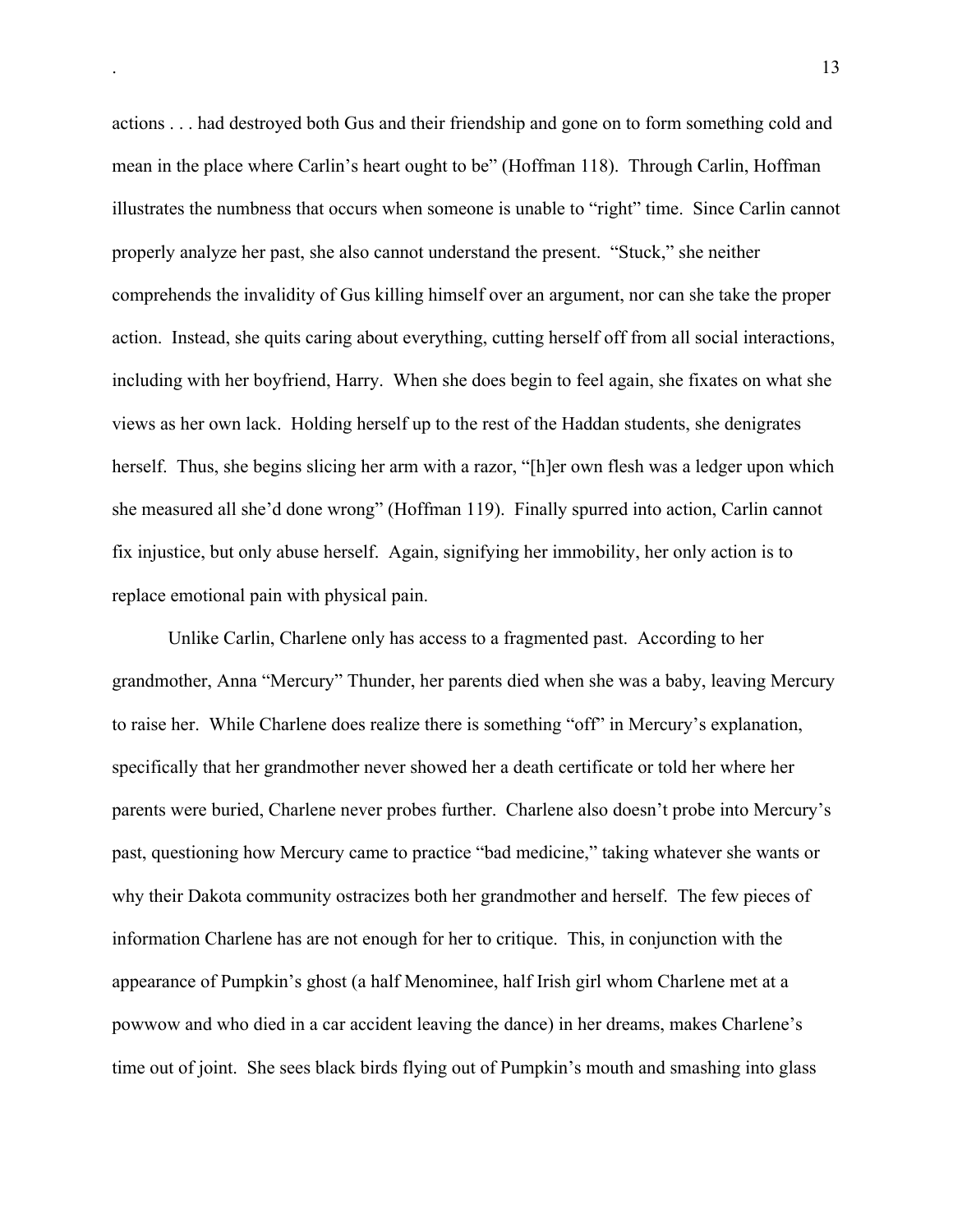actions . . . had destroyed both Gus and their friendship and gone on to form something cold and mean in the place where Carlin's heart ought to be" (Hoffman 118). Through Carlin, Hoffman illustrates the numbness that occurs when someone is unable to "right" time. Since Carlin cannot properly analyze her past, she also cannot understand the present. "Stuck," she neither comprehends the invalidity of Gus killing himself over an argument, nor can she take the proper action. Instead, she quits caring about everything, cutting herself off from all social interactions, including with her boyfriend, Harry. When she does begin to feel again, she fixates on what she views as her own lack. Holding herself up to the rest of the Haddan students, she denigrates herself. Thus, she begins slicing her arm with a razor, "[h]er own flesh was a ledger upon which she measured all she'd done wrong" (Hoffman 119). Finally spurred into action, Carlin cannot fix injustice, but only abuse herself. Again, signifying her immobility, her only action is to replace emotional pain with physical pain.

Unlike Carlin, Charlene only has access to a fragmented past. According to her grandmother, Anna "Mercury" Thunder, her parents died when she was a baby, leaving Mercury to raise her. While Charlene does realize there is something "off" in Mercury's explanation, specifically that her grandmother never showed her a death certificate or told her where her parents were buried, Charlene never probes further. Charlene also doesn't probe into Mercury's past, questioning how Mercury came to practice "bad medicine," taking whatever she wants or why their Dakota community ostracizes both her grandmother and herself. The few pieces of information Charlene has are not enough for her to critique. This, in conjunction with the appearance of Pumpkin's ghost (a half Menominee, half Irish girl whom Charlene met at a powwow and who died in a car accident leaving the dance) in her dreams, makes Charlene's time out of joint. She sees black birds flying out of Pumpkin's mouth and smashing into glass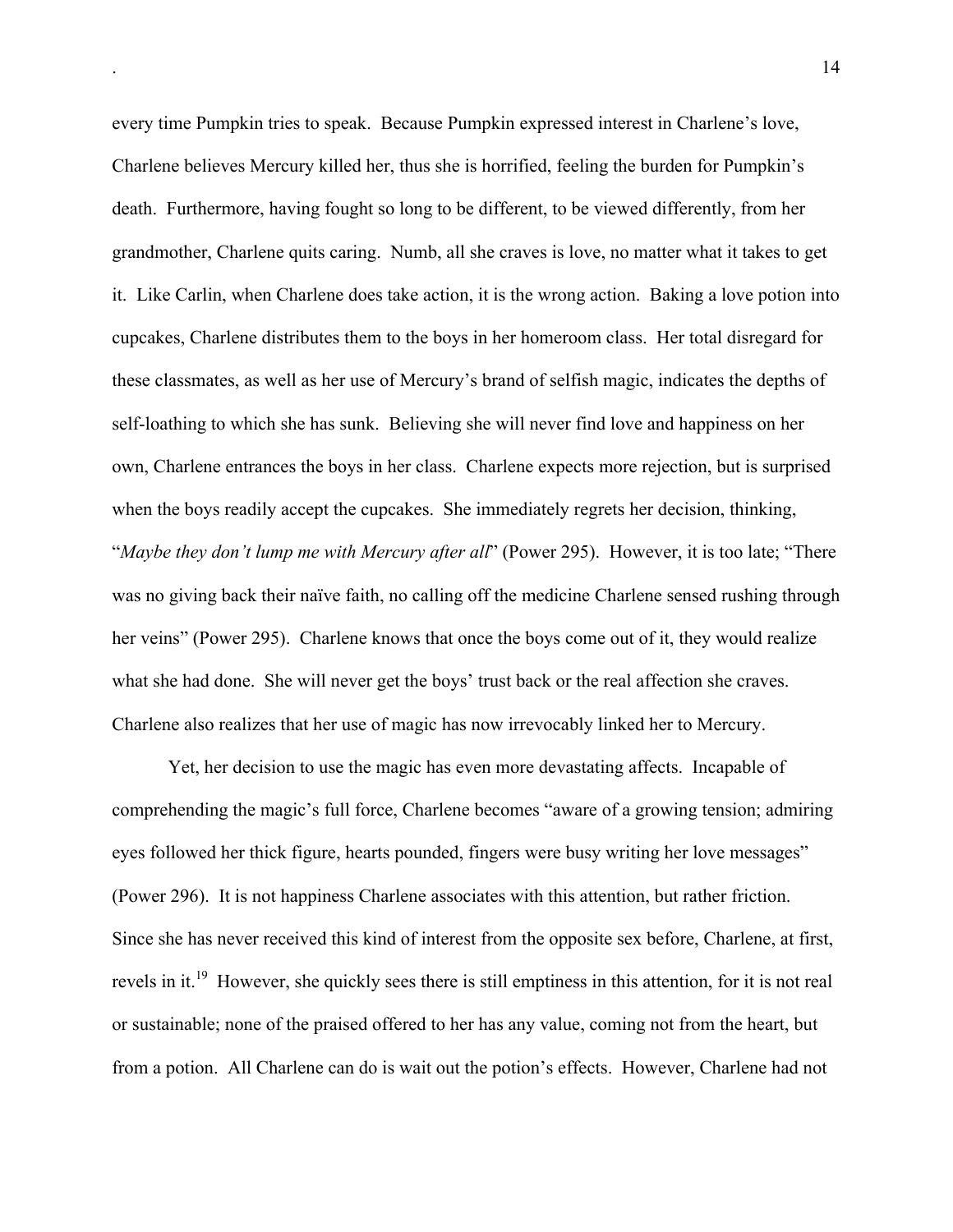every time Pumpkin tries to speak. Because Pumpkin expressed interest in Charlene's love, Charlene believes Mercury killed her, thus she is horrified, feeling the burden for Pumpkin's death. Furthermore, having fought so long to be different, to be viewed differently, from her grandmother, Charlene quits caring. Numb, all she craves is love, no matter what it takes to get it. Like Carlin, when Charlene does take action, it is the wrong action. Baking a love potion into cupcakes, Charlene distributes them to the boys in her homeroom class. Her total disregard for these classmates, as well as her use of Mercury's brand of selfish magic, indicates the depths of self-loathing to which she has sunk. Believing she will never find love and happiness on her own, Charlene entrances the boys in her class. Charlene expects more rejection, but is surprised when the boys readily accept the cupcakes. She immediately regrets her decision, thinking, "*Maybe they don't lump me with Mercury after all*" (Power 295). However, it is too late; "There was no giving back their naïve faith, no calling off the medicine Charlene sensed rushing through her veins" (Power 295). Charlene knows that once the boys come out of it, they would realize what she had done. She will never get the boys' trust back or the real affection she craves. Charlene also realizes that her use of magic has now irrevocably linked her to Mercury.

Yet, her decision to use the magic has even more devastating affects. Incapable of comprehending the magic's full force, Charlene becomes "aware of a growing tension; admiring eyes followed her thick figure, hearts pounded, fingers were busy writing her love messages" (Power 296). It is not happiness Charlene associates with this attention, but rather friction. Since she has never received this kind of interest from the opposite sex before, Charlene, at first, revels in it.[19] However, she quickly sees there is still emptiness in this attention, for it is not real or sustainable; none of the praised offered to her has any value, coming not from the heart, but from a potion. All Charlene can do is wait out the potion's effects. However, Charlene had not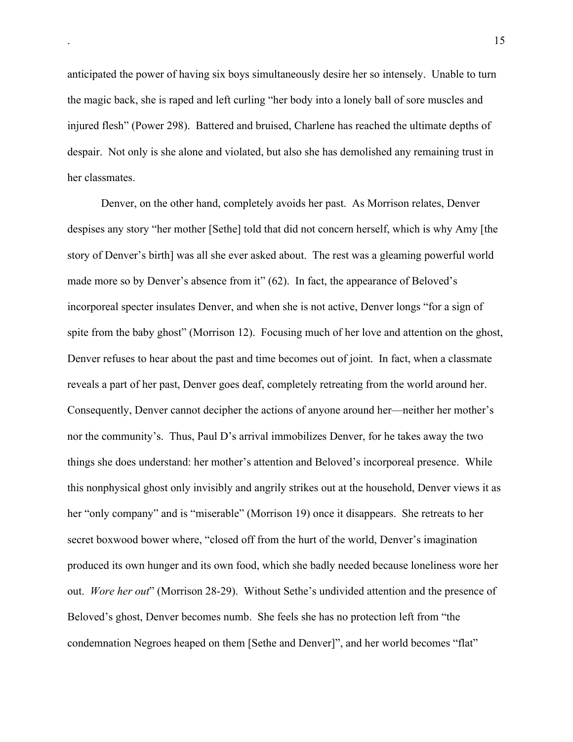anticipated the power of having six boys simultaneously desire her so intensely. Unable to turn the magic back, she is raped and left curling "her body into a lonely ball of sore muscles and injured flesh" (Power 298). Battered and bruised, Charlene has reached the ultimate depths of despair. Not only is she alone and violated, but also she has demolished any remaining trust in her classmates.

Denver, on the other hand, completely avoids her past. As Morrison relates, Denver despises any story "her mother [Sethe] told that did not concern herself, which is why Amy [the story of Denver's birth] was all she ever asked about. The rest was a gleaming powerful world made more so by Denver's absence from it" (62). In fact, the appearance of Beloved's incorporeal specter insulates Denver, and when she is not active, Denver longs "for a sign of spite from the baby ghost" (Morrison 12). Focusing much of her love and attention on the ghost, Denver refuses to hear about the past and time becomes out of joint. In fact, when a classmate reveals a part of her past, Denver goes deaf, completely retreating from the world around her. Consequently, Denver cannot decipher the actions of anyone around her—neither her mother's nor the community's. Thus, Paul D's arrival immobilizes Denver, for he takes away the two things she does understand: her mother's attention and Beloved's incorporeal presence. While this nonphysical ghost only invisibly and angrily strikes out at the household, Denver views it as her "only company" and is "miserable" (Morrison 19) once it disappears. She retreats to her secret boxwood bower where, "closed off from the hurt of the world, Denver's imagination produced its own hunger and its own food, which she badly needed because loneliness wore her out. *Wore her out*" (Morrison 28-29). Without Sethe's undivided attention and the presence of Beloved's ghost, Denver becomes numb. She feels she has no protection left from "the condemnation Negroes heaped on them [Sethe and Denver]", and her world becomes "flat"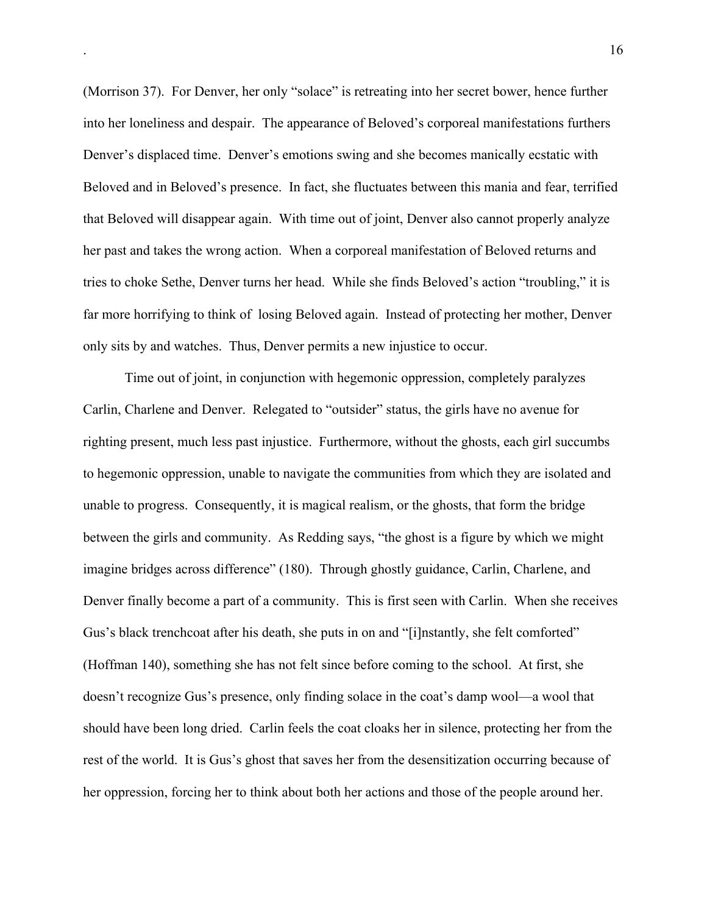(Morrison 37). For Denver, her only "solace" is retreating into her secret bower, hence further into her loneliness and despair. The appearance of Beloved's corporeal manifestations furthers Denver's displaced time. Denver's emotions swing and she becomes manically ecstatic with Beloved and in Beloved's presence. In fact, she fluctuates between this mania and fear, terrified that Beloved will disappear again. With time out of joint, Denver also cannot properly analyze her past and takes the wrong action. When a corporeal manifestation of Beloved returns and tries to choke Sethe, Denver turns her head. While she finds Beloved's action "troubling," it is far more horrifying to think of losing Beloved again. Instead of protecting her mother, Denver only sits by and watches. Thus, Denver permits a new injustice to occur.

Time out of joint, in conjunction with hegemonic oppression, completely paralyzes Carlin, Charlene and Denver. Relegated to "outsider" status, the girls have no avenue for righting present, much less past injustice. Furthermore, without the ghosts, each girl succumbs to hegemonic oppression, unable to navigate the communities from which they are isolated and unable to progress. Consequently, it is magical realism, or the ghosts, that form the bridge between the girls and community. As Redding says, "the ghost is a figure by which we might imagine bridges across difference" (180). Through ghostly guidance, Carlin, Charlene, and Denver finally become a part of a community. This is first seen with Carlin. When she receives Gus's black trenchcoat after his death, she puts in on and "[i]nstantly, she felt comforted" (Hoffman 140), something she has not felt since before coming to the school. At first, she doesn't recognize Gus's presence, only finding solace in the coat's damp wool—a wool that should have been long dried. Carlin feels the coat cloaks her in silence, protecting her from the rest of the world. It is Gus's ghost that saves her from the desensitization occurring because of her oppression, forcing her to think about both her actions and those of the people around her.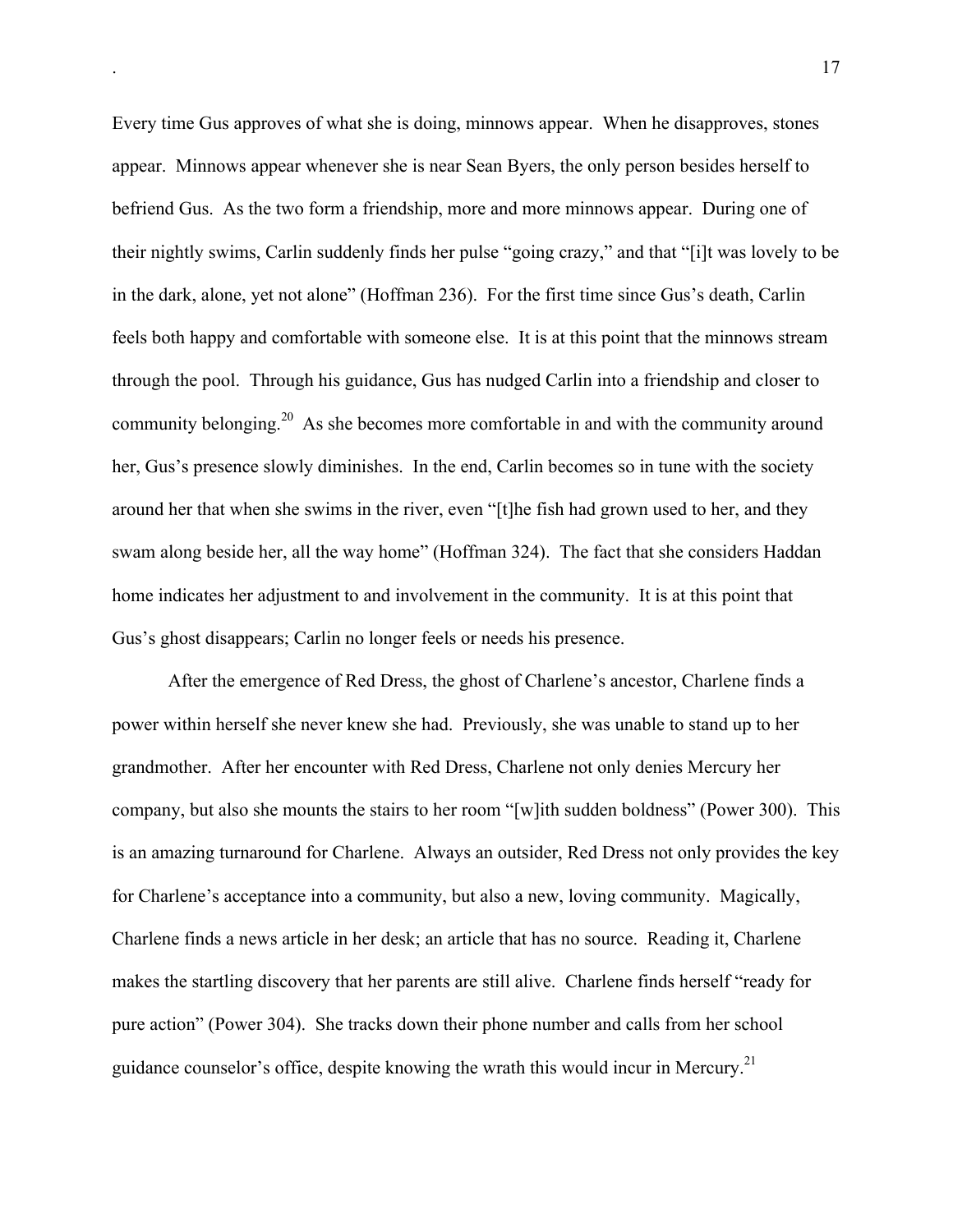Every time Gus approves of what she is doing, minnows appear. When he disapproves, stones appear. Minnows appear whenever she is near Sean Byers, the only person besides herself to befriend Gus. As the two form a friendship, more and more minnows appear. During one of their nightly swims, Carlin suddenly finds her pulse "going crazy," and that "[i]t was lovely to be in the dark, alone, yet not alone" (Hoffman 236). For the first time since Gus's death, Carlin feels both happy and comfortable with someone else. It is at this point that the minnows stream through the pool. Through his guidance, Gus has nudged Carlin into a friendship and closer to community belonging.[20] As she becomes more comfortable in and with the community around her, Gus's presence slowly diminishes. In the end, Carlin becomes so in tune with the society around her that when she swims in the river, even "[t]he fish had grown used to her, and they swam along beside her, all the way home" (Hoffman 324). The fact that she considers Haddan home indicates her adjustment to and involvement in the community. It is at this point that Gus's ghost disappears; Carlin no longer feels or needs his presence.

After the emergence of Red Dress, the ghost of Charlene's ancestor, Charlene finds a power within herself she never knew she had. Previously, she was unable to stand up to her grandmother. After her encounter with Red Dress, Charlene not only denies Mercury her company, but also she mounts the stairs to her room "[w]ith sudden boldness" (Power 300). This is an amazing turnaround for Charlene. Always an outsider, Red Dress not only provides the key for Charlene's acceptance into a community, but also a new, loving community. Magically, Charlene finds a news article in her desk; an article that has no source. Reading it, Charlene makes the startling discovery that her parents are still alive. Charlene finds herself "ready for pure action" (Power 304). She tracks down their phone number and calls from her school guidance counselor's office, despite knowing the wrath this would incur in Mercury.[21]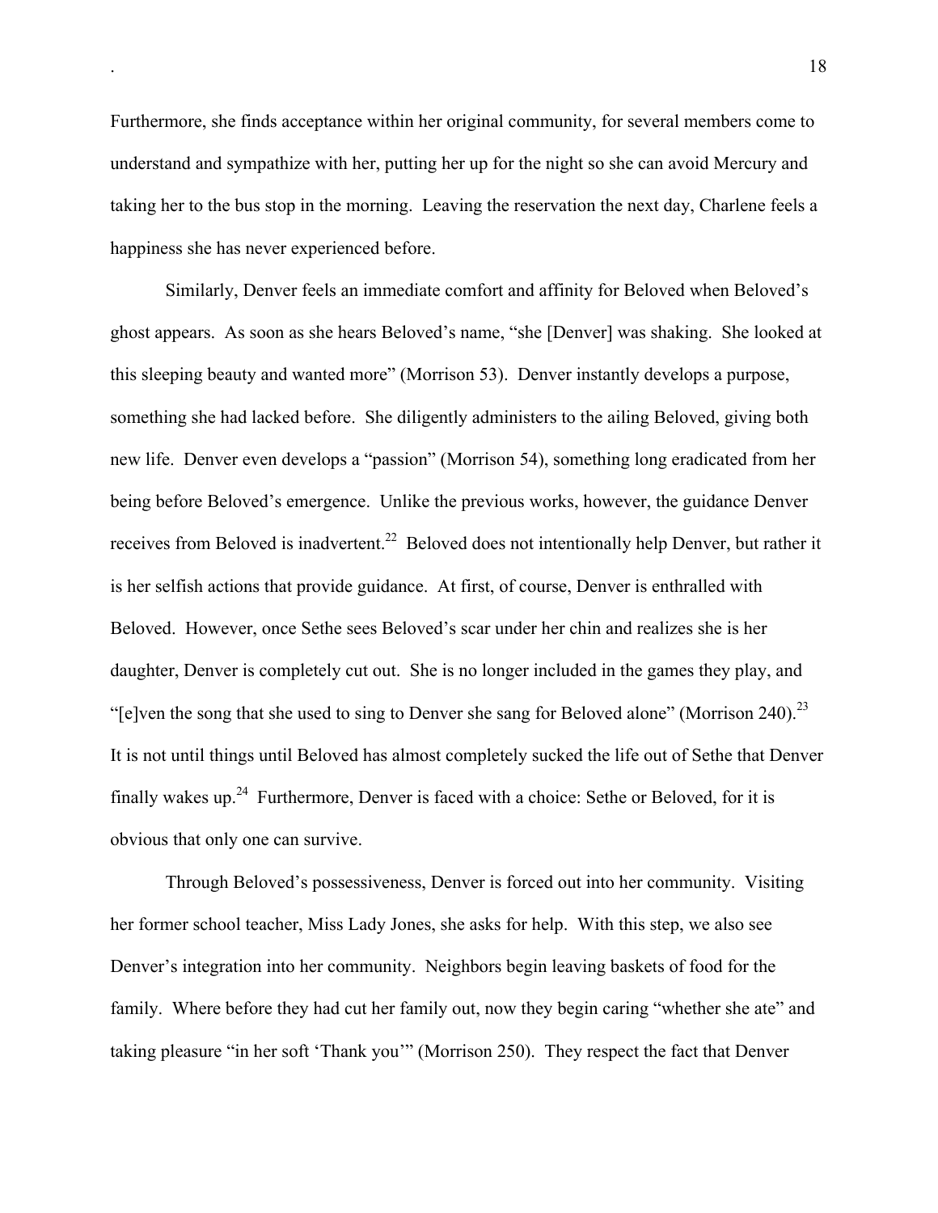Furthermore, she finds acceptance within her original community, for several members come to understand and sympathize with her, putting her up for the night so she can avoid Mercury and taking her to the bus stop in the morning. Leaving the reservation the next day, Charlene feels a happiness she has never experienced before.

Similarly, Denver feels an immediate comfort and affinity for Beloved when Beloved's ghost appears. As soon as she hears Beloved's name, "she [Denver] was shaking. She looked at this sleeping beauty and wanted more" (Morrison 53). Denver instantly develops a purpose, something she had lacked before. She diligently administers to the ailing Beloved, giving both new life. Denver even develops a "passion" (Morrison 54), something long eradicated from her being before Beloved's emergence. Unlike the previous works, however, the guidance Denver receives from Beloved is inadvertent.[22] Beloved does not intentionally help Denver, but rather it is her selfish actions that provide guidance. At first, of course, Denver is enthralled with Beloved. However, once Sethe sees Beloved's scar under her chin and realizes she is her daughter, Denver is completely cut out. She is no longer included in the games they play, and "[e]ven the song that she used to sing to Denver she sang for Beloved alone" (Morrison 240).[23] It is not until things until Beloved has almost completely sucked the life out of Sethe that Denver finally wakes up.[24] Furthermore, Denver is faced with a choice: Sethe or Beloved, for it is obvious that only one can survive.

Through Beloved's possessiveness, Denver is forced out into her community. Visiting her former school teacher, Miss Lady Jones, she asks for help. With this step, we also see Denver's integration into her community. Neighbors begin leaving baskets of food for the family. Where before they had cut her family out, now they begin caring "whether she ate" and taking pleasure "in her soft 'Thank you'" (Morrison 250). They respect the fact that Denver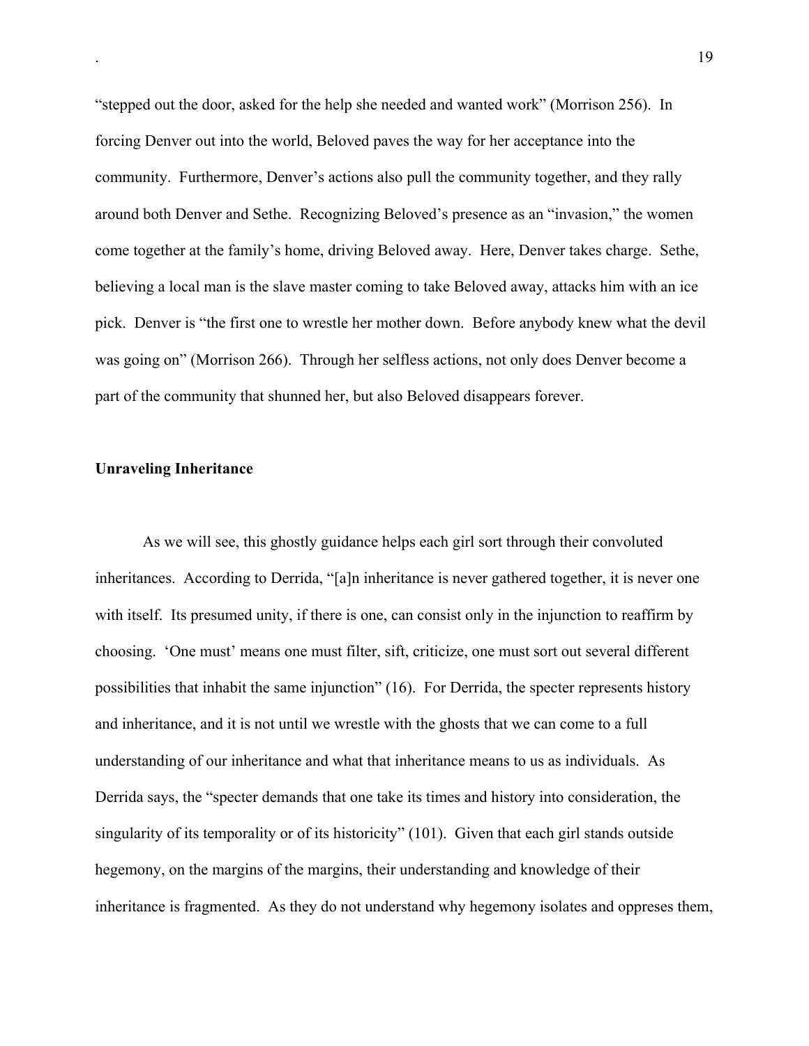"stepped out the door, asked for the help she needed and wanted work" (Morrison 256). In forcing Denver out into the world, Beloved paves the way for her acceptance into the community. Furthermore, Denver's actions also pull the community together, and they rally around both Denver and Sethe. Recognizing Beloved's presence as an "invasion," the women come together at the family's home, driving Beloved away. Here, Denver takes charge. Sethe, believing a local man is the slave master coming to take Beloved away, attacks him with an ice pick. Denver is "the first one to wrestle her mother down. Before anybody knew what the devil was going on" (Morrison 266). Through her selfless actions, not only does Denver become a part of the community that shunned her, but also Beloved disappears forever.

### Unraveling Inheritance

As we will see, this ghostly guidance helps each girl sort through their convoluted inheritances. According to Derrida, "[a]n inheritance is never gathered together, it is never one with itself. Its presumed unity, if there is one, can consist only in the injunction to reaffirm by choosing. 'One must' means one must filter, sift, criticize, one must sort out several different possibilities that inhabit the same injunction" (16). For Derrida, the specter represents history and inheritance, and it is not until we wrestle with the ghosts that we can come to a full understanding of our inheritance and what that inheritance means to us as individuals. As Derrida says, the "specter demands that one take its times and history into consideration, the singularity of its temporality or of its historicity" (101). Given that each girl stands outside hegemony, on the margins of the margins, their understanding and knowledge of their inheritance is fragmented. As they do not understand why hegemony isolates and oppreses them,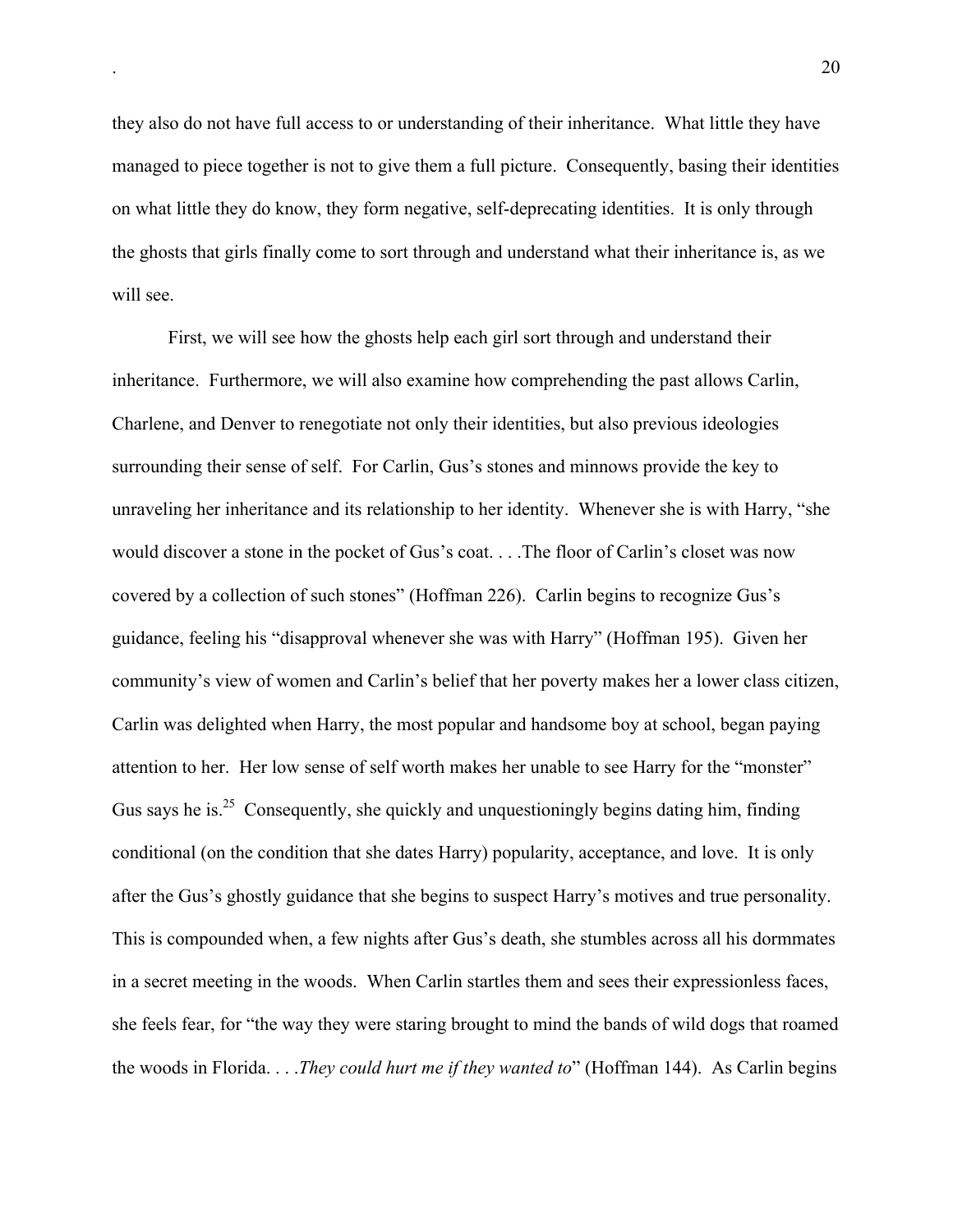they also do not have full access to or understanding of their inheritance. What little they have managed to piece together is not to give them a full picture. Consequently, basing their identities on what little they do know, they form negative, self-deprecating identities. It is only through the ghosts that girls finally come to sort through and understand what their inheritance is, as we will see.

First, we will see how the ghosts help each girl sort through and understand their inheritance. Furthermore, we will also examine how comprehending the past allows Carlin, Charlene, and Denver to renegotiate not only their identities, but also previous ideologies surrounding their sense of self. For Carlin, Gus's stones and minnows provide the key to unraveling her inheritance and its relationship to her identity. Whenever she is with Harry, "she would discover a stone in the pocket of Gus's coat. . . .The floor of Carlin's closet was now covered by a collection of such stones" (Hoffman 226). Carlin begins to recognize Gus's guidance, feeling his "disapproval whenever she was with Harry" (Hoffman 195). Given her community's view of women and Carlin's belief that her poverty makes her a lower class citizen, Carlin was delighted when Harry, the most popular and handsome boy at school, began paying attention to her. Her low sense of self worth makes her unable to see Harry for the "monster" Gus says he is.[25] Consequently, she quickly and unquestioningly begins dating him, finding conditional (on the condition that she dates Harry) popularity, acceptance, and love. It is only after the Gus's ghostly guidance that she begins to suspect Harry's motives and true personality. This is compounded when, a few nights after Gus's death, she stumbles across all his dormmates in a secret meeting in the woods. When Carlin startles them and sees their expressionless faces, she feels fear, for "the way they were staring brought to mind the bands of wild dogs that roamed the woods in Florida. . . .*They could hurt me if they wanted to*" (Hoffman 144). As Carlin begins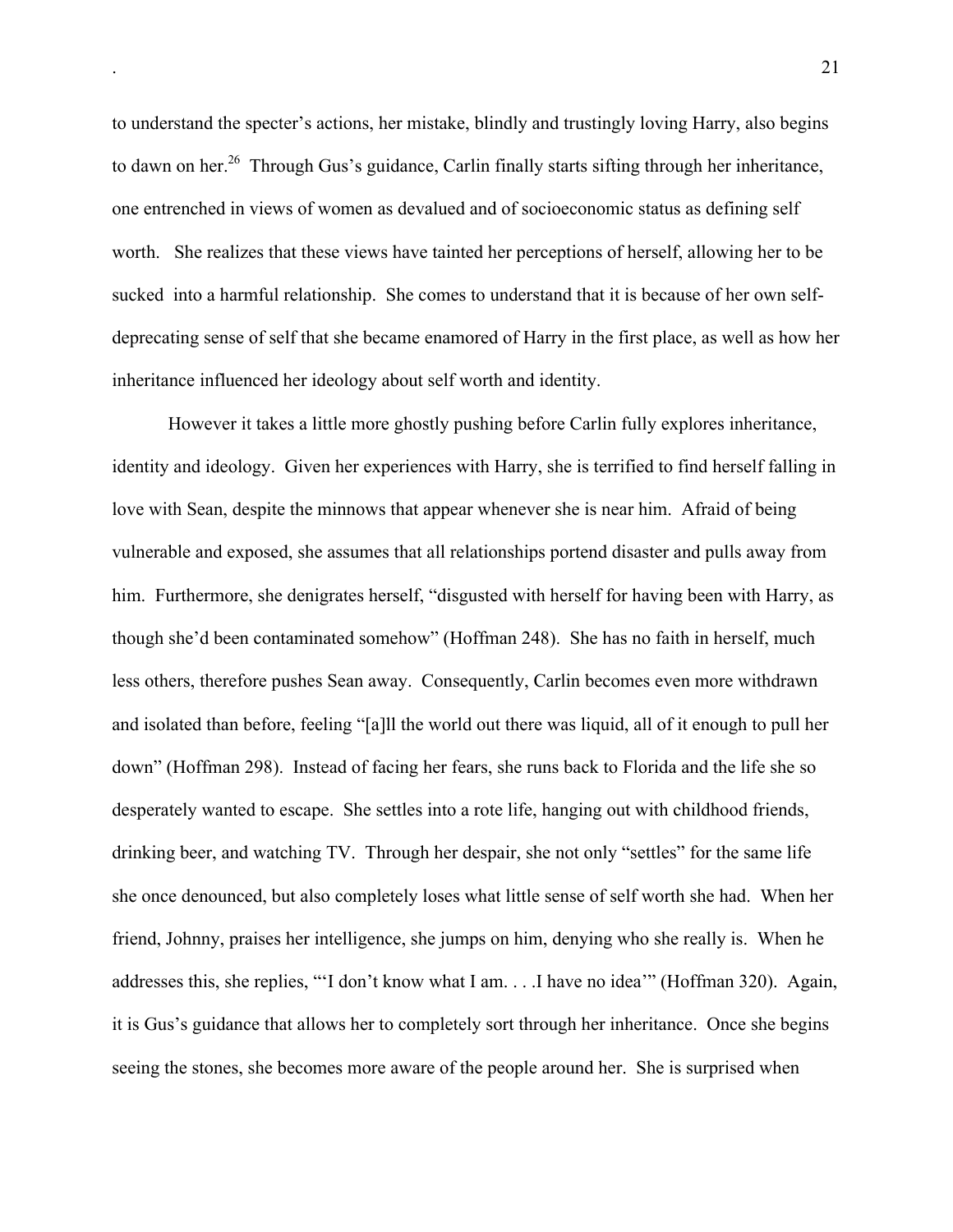to understand the specter's actions, her mistake, blindly and trustingly loving Harry, also begins to dawn on her.[26] Through Gus's guidance, Carlin finally starts sifting through her inheritance, one entrenched in views of women as devalued and of socioeconomic status as defining self worth. She realizes that these views have tainted her perceptions of herself, allowing her to be sucked into a harmful relationship. She comes to understand that it is because of her own self-deprecating sense of self that she became enamored of Harry in the first place, as well as how her inheritance influenced her ideology about self worth and identity.

However it takes a little more ghostly pushing before Carlin fully explores inheritance, identity and ideology. Given her experiences with Harry, she is terrified to find herself falling in love with Sean, despite the minnows that appear whenever she is near him. Afraid of being vulnerable and exposed, she assumes that all relationships portend disaster and pulls away from him. Furthermore, she denigrates herself, "disgusted with herself for having been with Harry, as though she'd been contaminated somehow" (Hoffman 248). She has no faith in herself, much less others, therefore pushes Sean away. Consequently, Carlin becomes even more withdrawn and isolated than before, feeling "[a]ll the world out there was liquid, all of it enough to pull her down" (Hoffman 298). Instead of facing her fears, she runs back to Florida and the life she so desperately wanted to escape. She settles into a rote life, hanging out with childhood friends, drinking beer, and watching TV. Through her despair, she not only "settles" for the same life she once denounced, but also completely loses what little sense of self worth she had. When her friend, Johnny, praises her intelligence, she jumps on him, denying who she really is. When he addresses this, she replies, "'I don't know what I am. . . .I have no idea'" (Hoffman 320). Again, it is Gus's guidance that allows her to completely sort through her inheritance. Once she begins seeing the stones, she becomes more aware of the people around her. She is surprised when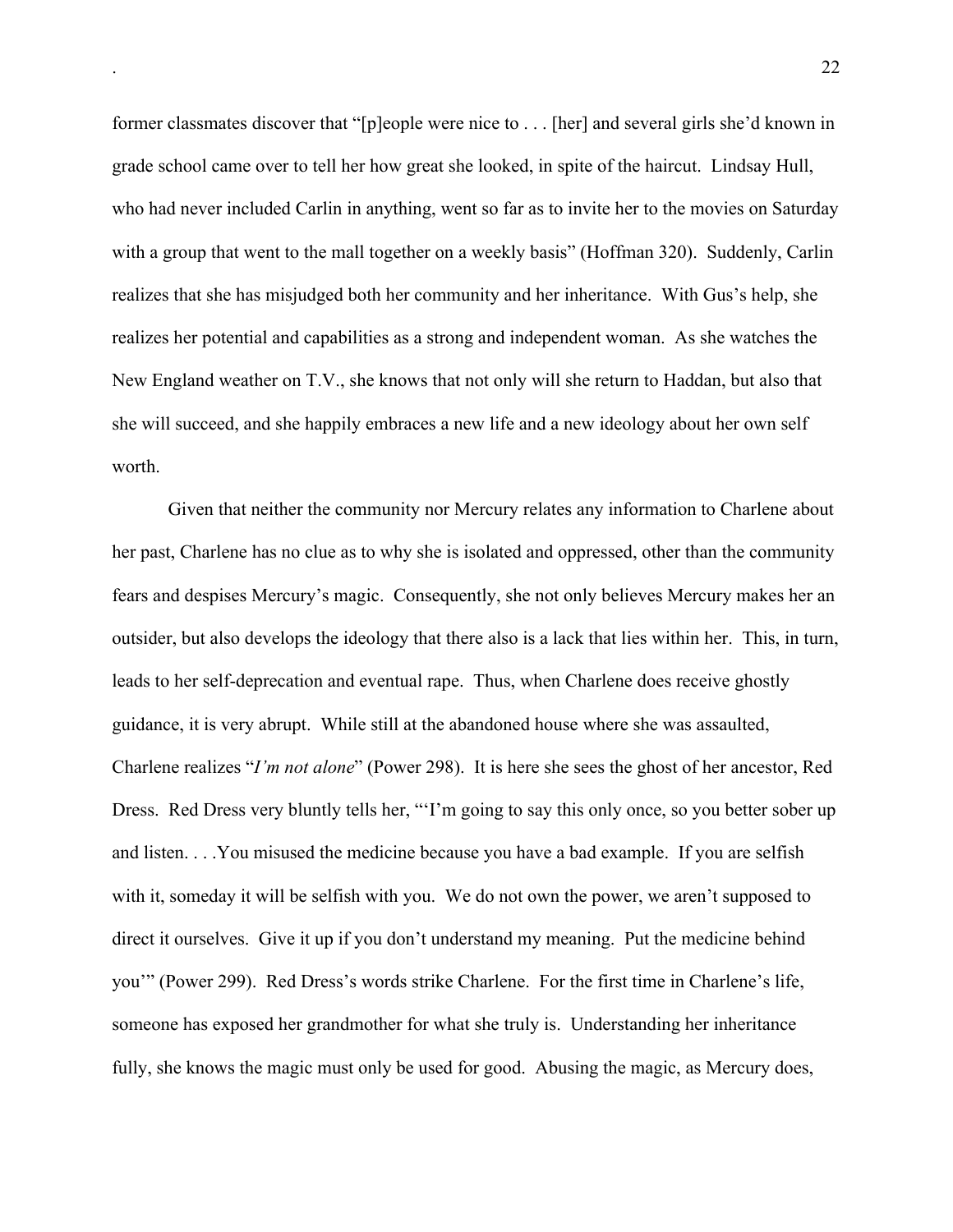former classmates discover that "[p]eople were nice to . . . [her] and several girls she'd known in grade school came over to tell her how great she looked, in spite of the haircut. Lindsay Hull, who had never included Carlin in anything, went so far as to invite her to the movies on Saturday with a group that went to the mall together on a weekly basis" (Hoffman 320). Suddenly, Carlin realizes that she has misjudged both her community and her inheritance. With Gus's help, she realizes her potential and capabilities as a strong and independent woman. As she watches the New England weather on T.V., she knows that not only will she return to Haddan, but also that she will succeed, and she happily embraces a new life and a new ideology about her own self worth.

Given that neither the community nor Mercury relates any information to Charlene about her past, Charlene has no clue as to why she is isolated and oppressed, other than the community fears and despises Mercury's magic. Consequently, she not only believes Mercury makes her an outsider, but also develops the ideology that there also is a lack that lies within her. This, in turn, leads to her self-deprecation and eventual rape. Thus, when Charlene does receive ghostly guidance, it is very abrupt. While still at the abandoned house where she was assaulted, Charlene realizes "*I'm not alone*" (Power 298). It is here she sees the ghost of her ancestor, Red Dress. Red Dress very bluntly tells her, "'I'm going to say this only once, so you better sober up and listen. . . .You misused the medicine because you have a bad example. If you are selfish with it, someday it will be selfish with you. We do not own the power, we aren't supposed to direct it ourselves. Give it up if you don't understand my meaning. Put the medicine behind you'" (Power 299). Red Dress's words strike Charlene. For the first time in Charlene's life, someone has exposed her grandmother for what she truly is. Understanding her inheritance fully, she knows the magic must only be used for good. Abusing the magic, as Mercury does,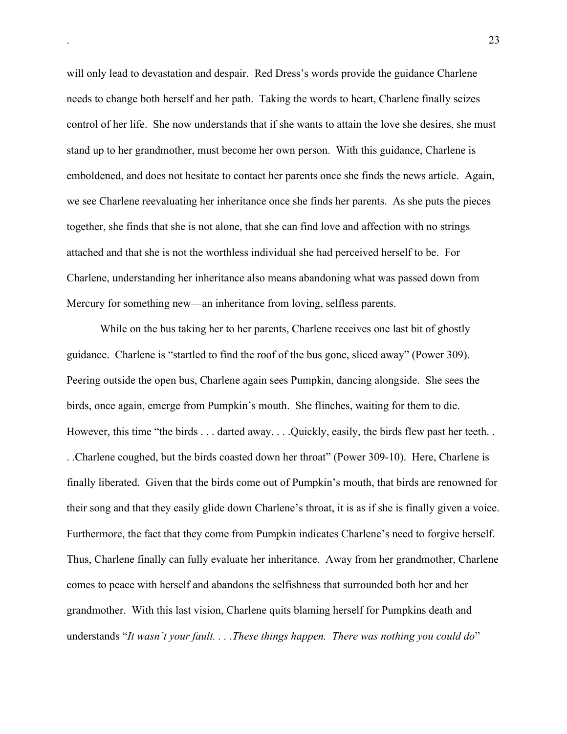will only lead to devastation and despair. Red Dress's words provide the guidance Charlene needs to change both herself and her path. Taking the words to heart, Charlene finally seizes control of her life. She now understands that if she wants to attain the love she desires, she must stand up to her grandmother, must become her own person. With this guidance, Charlene is emboldened, and does not hesitate to contact her parents once she finds the news article. Again, we see Charlene reevaluating her inheritance once she finds her parents. As she puts the pieces together, she finds that she is not alone, that she can find love and affection with no strings attached and that she is not the worthless individual she had perceived herself to be. For Charlene, understanding her inheritance also means abandoning what was passed down from Mercury for something new—an inheritance from loving, selfless parents.

While on the bus taking her to her parents, Charlene receives one last bit of ghostly guidance. Charlene is "startled to find the roof of the bus gone, sliced away" (Power 309). Peering outside the open bus, Charlene again sees Pumpkin, dancing alongside. She sees the birds, once again, emerge from Pumpkin's mouth. She flinches, waiting for them to die. However, this time "the birds . . . darted away. . . .Quickly, easily, the birds flew past her teeth. . . .Charlene coughed, but the birds coasted down her throat" (Power 309-10). Here, Charlene is finally liberated. Given that the birds come out of Pumpkin's mouth, that birds are renowned for their song and that they easily glide down Charlene's throat, it is as if she is finally given a voice. Furthermore, the fact that they come from Pumpkin indicates Charlene's need to forgive herself. Thus, Charlene finally can fully evaluate her inheritance. Away from her grandmother, Charlene comes to peace with herself and abandons the selfishness that surrounded both her and her grandmother. With this last vision, Charlene quits blaming herself for Pumpkins death and understands "*It wasn't your fault. . . .These things happen. There was nothing you could do*"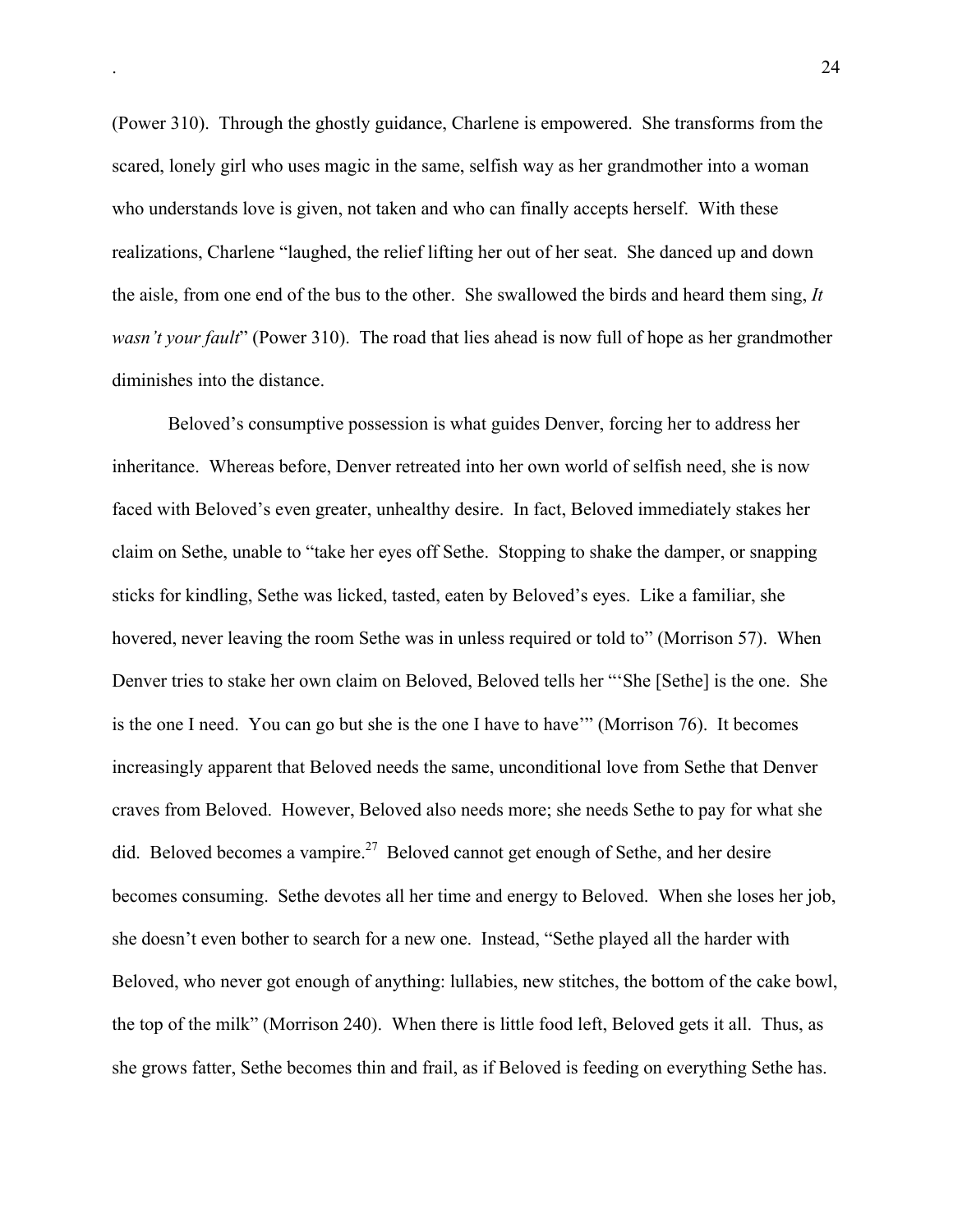(Power 310). Through the ghostly guidance, Charlene is empowered. She transforms from the scared, lonely girl who uses magic in the same, selfish way as her grandmother into a woman who understands love is given, not taken and who can finally accepts herself. With these realizations, Charlene "laughed, the relief lifting her out of her seat. She danced up and down the aisle, from one end of the bus to the other. She swallowed the birds and heard them sing, *It wasn't your fault*" (Power 310). The road that lies ahead is now full of hope as her grandmother diminishes into the distance.

Beloved's consumptive possession is what guides Denver, forcing her to address her inheritance. Whereas before, Denver retreated into her own world of selfish need, she is now faced with Beloved's even greater, unhealthy desire. In fact, Beloved immediately stakes her claim on Sethe, unable to "take her eyes off Sethe. Stopping to shake the damper, or snapping sticks for kindling, Sethe was licked, tasted, eaten by Beloved's eyes. Like a familiar, she hovered, never leaving the room Sethe was in unless required or told to" (Morrison 57). When Denver tries to stake her own claim on Beloved, Beloved tells her "'She [Sethe] is the one. She is the one I need. You can go but she is the one I have to have'" (Morrison 76). It becomes increasingly apparent that Beloved needs the same, unconditional love from Sethe that Denver craves from Beloved. However, Beloved also needs more; she needs Sethe to pay for what she did. Beloved becomes a vampire.[27] Beloved cannot get enough of Sethe, and her desire becomes consuming. Sethe devotes all her time and energy to Beloved. When she loses her job, she doesn't even bother to search for a new one. Instead, "Sethe played all the harder with Beloved, who never got enough of anything: lullabies, new stitches, the bottom of the cake bowl, the top of the milk" (Morrison 240). When there is little food left, Beloved gets it all. Thus, as she grows fatter, Sethe becomes thin and frail, as if Beloved is feeding on everything Sethe has.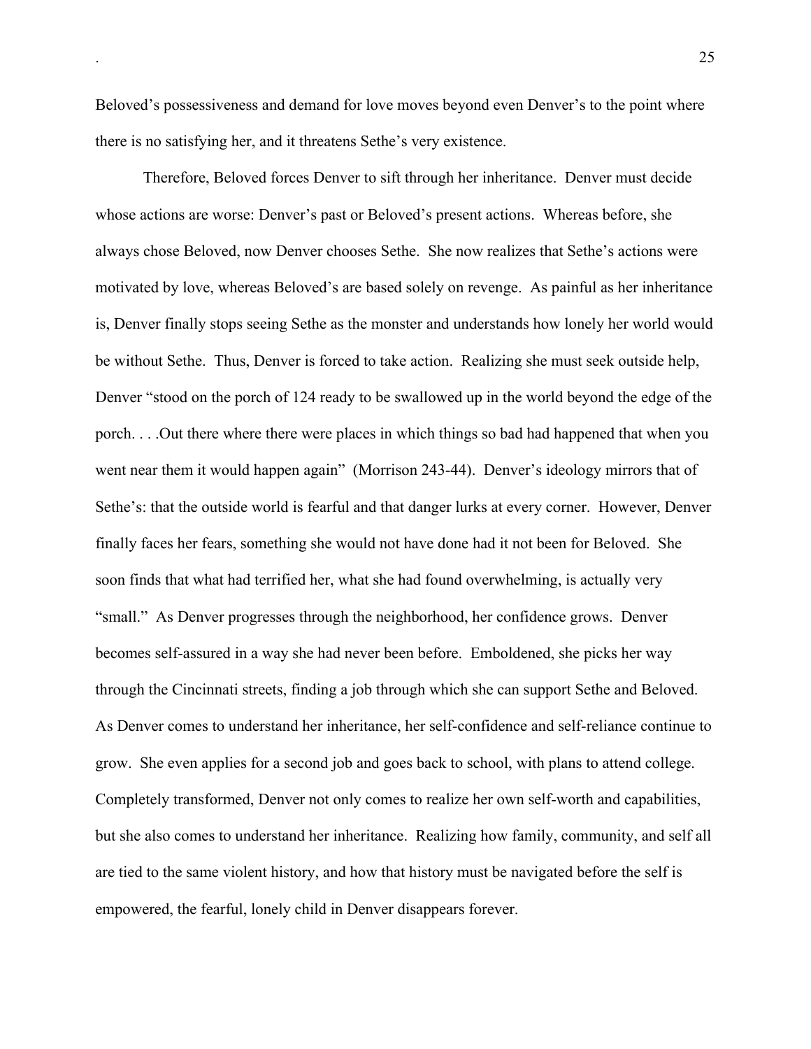Beloved's possessiveness and demand for love moves beyond even Denver's to the point where there is no satisfying her, and it threatens Sethe's very existence.

Therefore, Beloved forces Denver to sift through her inheritance. Denver must decide whose actions are worse: Denver's past or Beloved's present actions. Whereas before, she always chose Beloved, now Denver chooses Sethe. She now realizes that Sethe's actions were motivated by love, whereas Beloved's are based solely on revenge. As painful as her inheritance is, Denver finally stops seeing Sethe as the monster and understands how lonely her world would be without Sethe. Thus, Denver is forced to take action. Realizing she must seek outside help, Denver "stood on the porch of 124 ready to be swallowed up in the world beyond the edge of the porch. . . .Out there where there were places in which things so bad had happened that when you went near them it would happen again" (Morrison 243-44). Denver's ideology mirrors that of Sethe's: that the outside world is fearful and that danger lurks at every corner. However, Denver finally faces her fears, something she would not have done had it not been for Beloved. She soon finds that what had terrified her, what she had found overwhelming, is actually very "small." As Denver progresses through the neighborhood, her confidence grows. Denver becomes self-assured in a way she had never been before. Emboldened, she picks her way through the Cincinnati streets, finding a job through which she can support Sethe and Beloved. As Denver comes to understand her inheritance, her self-confidence and self-reliance continue to grow. She even applies for a second job and goes back to school, with plans to attend college. Completely transformed, Denver not only comes to realize her own self-worth and capabilities, but she also comes to understand her inheritance. Realizing how family, community, and self all are tied to the same violent history, and how that history must be navigated before the self is empowered, the fearful, lonely child in Denver disappears forever.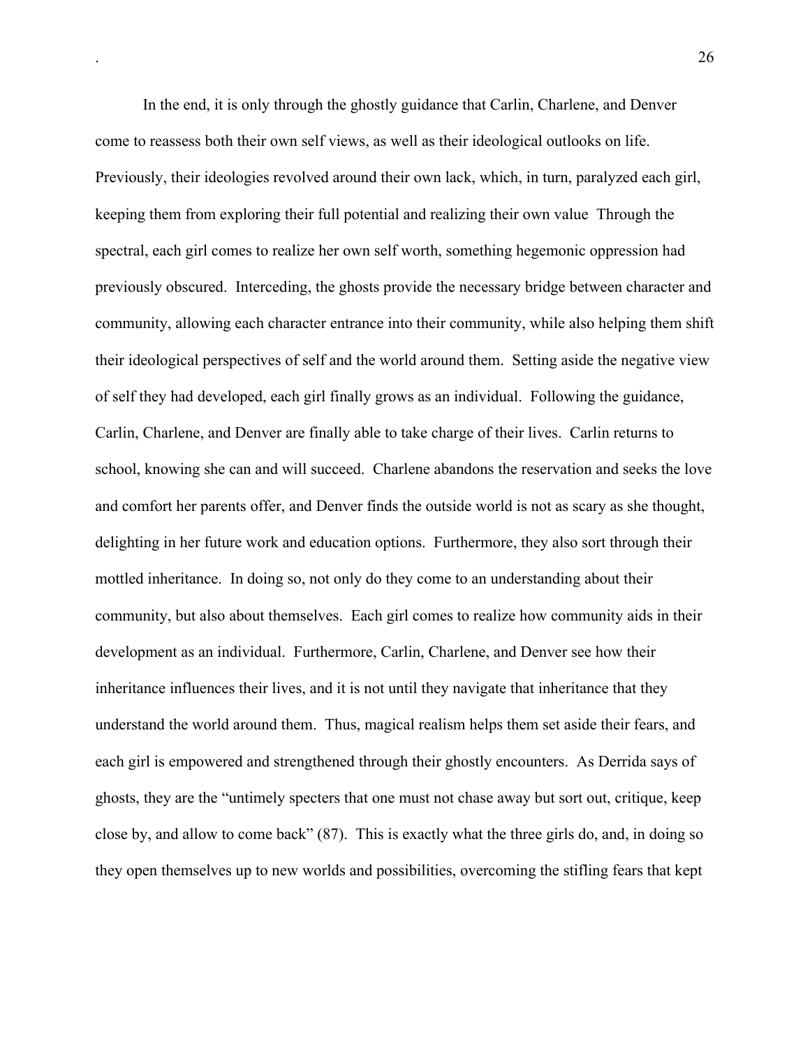In the end, it is only through the ghostly guidance that Carlin, Charlene, and Denver come to reassess both their own self views, as well as their ideological outlooks on life. Previously, their ideologies revolved around their own lack, which, in turn, paralyzed each girl, keeping them from exploring their full potential and realizing their own value  Through the spectral, each girl comes to realize her own self worth, something hegemonic oppression had previously obscured.  Interceding, the ghosts provide the necessary bridge between character and community, allowing each character entrance into their community, while also helping them shift their ideological perspectives of self and the world around them.  Setting aside the negative view of self they had developed, each girl finally grows as an individual.  Following the guidance, Carlin, Charlene, and Denver are finally able to take charge of their lives.  Carlin returns to school, knowing she can and will succeed.  Charlene abandons the reservation and seeks the love and comfort her parents offer, and Denver finds the outside world is not as scary as she thought, delighting in her future work and education options.  Furthermore, they also sort through their mottled inheritance.  In doing so, not only do they come to an understanding about their community, but also about themselves.  Each girl comes to realize how community aids in their development as an individual.  Furthermore, Carlin, Charlene, and Denver see how their inheritance influences their lives, and it is not until they navigate that inheritance that they understand the world around them.  Thus, magical realism helps them set aside their fears, and each girl is empowered and strengthened through their ghostly encounters.  As Derrida says of ghosts, they are the "untimely specters that one must not chase away but sort out, critique, keep close by, and allow to come back" (87).  This is exactly what the three girls do, and, in doing so they open themselves up to new worlds and possibilities, overcoming the stifling fears that kept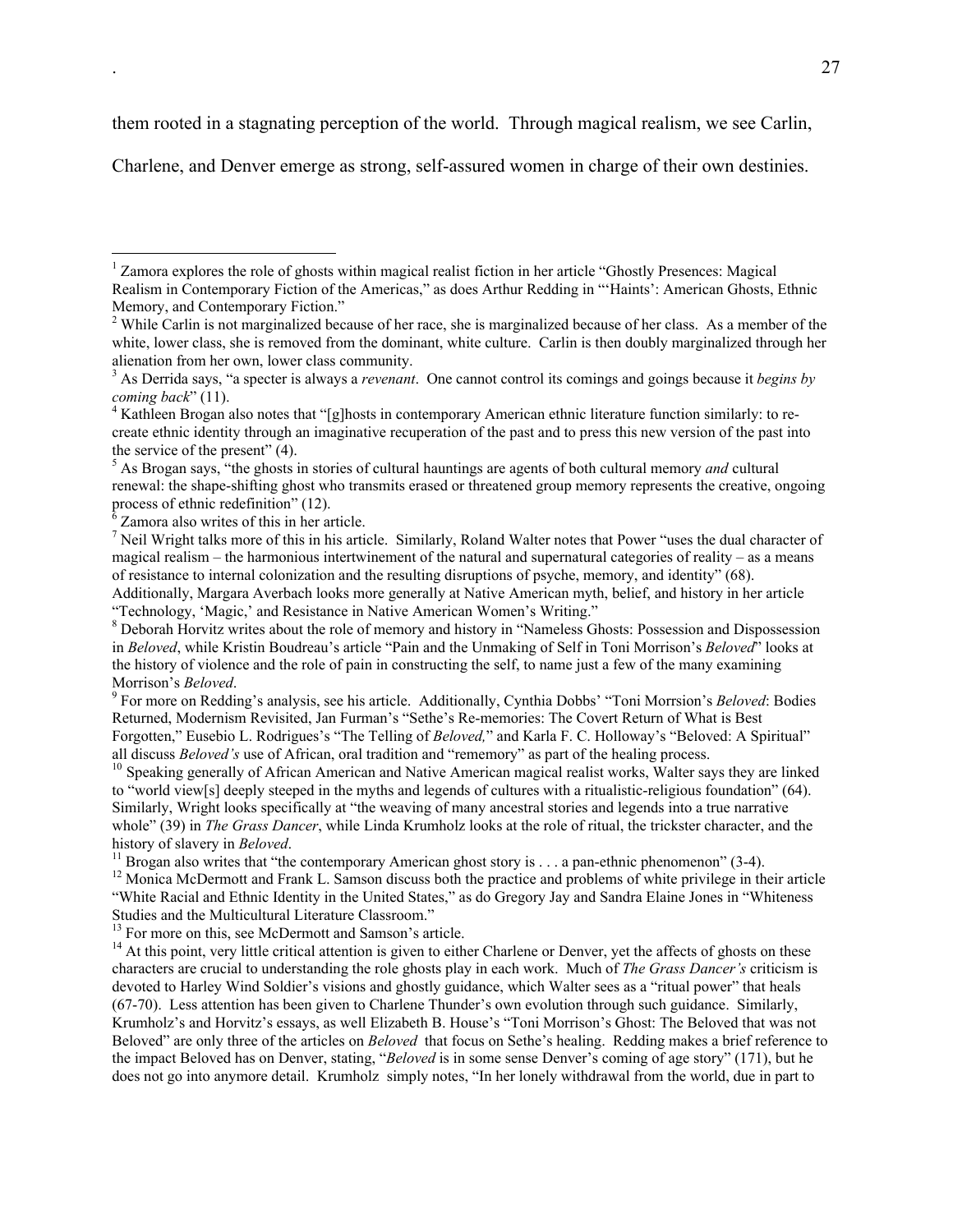them rooted in a stagnating perception of the world. Through magical realism, we see Carlin, Charlene, and Denver emerge as strong, self-assured women in charge of their own destinies.

---

[1] Zamora explores the role of ghosts within magical realist fiction in her article "Ghostly Presences: Magical Realism in Contemporary Fiction of the Americas," as does Arthur Redding in "'Haints': American Ghosts, Ethnic Memory, and Contemporary Fiction."

[2] While Carlin is not marginalized because of her race, she is marginalized because of her class. As a member of the white, lower class, she is removed from the dominant, white culture. Carlin is then doubly marginalized through her alienation from her own, lower class community.

[3] As Derrida says, "a specter is always a *revenant*. One cannot control its comings and goings because it *begins by coming back*" (11).

[4] Kathleen Brogan also notes that "[g]hosts in contemporary American ethnic literature function similarly: to re-create ethnic identity through an imaginative recuperation of the past and to press this new version of the past into the service of the present" (4).

[5] As Brogan says, "the ghosts in stories of cultural hauntings are agents of both cultural memory *and* cultural renewal: the shape-shifting ghost who transmits erased or threatened group memory represents the creative, ongoing process of ethnic redefinition" (12).

[6] Zamora also writes of this in her article.

[7] Neil Wright talks more of this in his article. Similarly, Roland Walter notes that Power "uses the dual character of magical realism – the harmonious intertwinement of the natural and supernatural categories of reality – as a means of resistance to internal colonization and the resulting disruptions of psyche, memory, and identity" (68). Additionally, Margara Averbach looks more generally at Native American myth, belief, and history in her article "Technology, 'Magic,' and Resistance in Native American Women's Writing."

[8] Deborah Horvitz writes about the role of memory and history in "Nameless Ghosts: Possession and Dispossession in *Beloved*, while Kristin Boudreau's article "Pain and the Unmaking of Self in Toni Morrison's *Beloved*" looks at the history of violence and the role of pain in constructing the self, to name just a few of the many examining Morrison's *Beloved*.

[9] For more on Redding's analysis, see his article. Additionally, Cynthia Dobbs' "Toni Morrsion's *Beloved*: Bodies Returned, Modernism Revisited, Jan Furman's "Sethe's Re-memories: The Covert Return of What is Best Forgotten," Eusebio L. Rodrigues's "The Telling of *Beloved,*" and Karla F. C. Holloway's "Beloved: A Spiritual" all discuss *Beloved's* use of African, oral tradition and "rememory" as part of the healing process.

[10] Speaking generally of African American and Native American magical realist works, Walter says they are linked to "world view[s] deeply steeped in the myths and legends of cultures with a ritualistic-religious foundation" (64). Similarly, Wright looks specifically at "the weaving of many ancestral stories and legends into a true narrative whole" (39) in *The Grass Dancer*, while Linda Krumholz looks at the role of ritual, the trickster character, and the history of slavery in *Beloved*.

[11] Brogan also writes that "the contemporary American ghost story is . . . a pan-ethnic phenomenon" (3-4).

[12] Monica McDermott and Frank L. Samson discuss both the practice and problems of white privilege in their article "White Racial and Ethnic Identity in the United States," as do Gregory Jay and Sandra Elaine Jones in "Whiteness Studies and the Multicultural Literature Classroom."

[13] For more on this, see McDermott and Samson's article.

[14] At this point, very little critical attention is given to either Charlene or Denver, yet the affects of ghosts on these characters are crucial to understanding the role ghosts play in each work. Much of *The Grass Dancer's* criticism is devoted to Harley Wind Soldier's visions and ghostly guidance, which Walter sees as a "ritual power" that heals (67-70). Less attention has been given to Charlene Thunder's own evolution through such guidance. Similarly, Krumholz's and Horvitz's essays, as well Elizabeth B. House's "Toni Morrison's Ghost: The Beloved that was not Beloved" are only three of the articles on *Beloved* that focus on Sethe's healing. Redding makes a brief reference to the impact Beloved has on Denver, stating, "*Beloved* is in some sense Denver's coming of age story" (171), but he does not go into anymore detail. Krumholz simply notes, "In her lonely withdrawal from the world, due in part to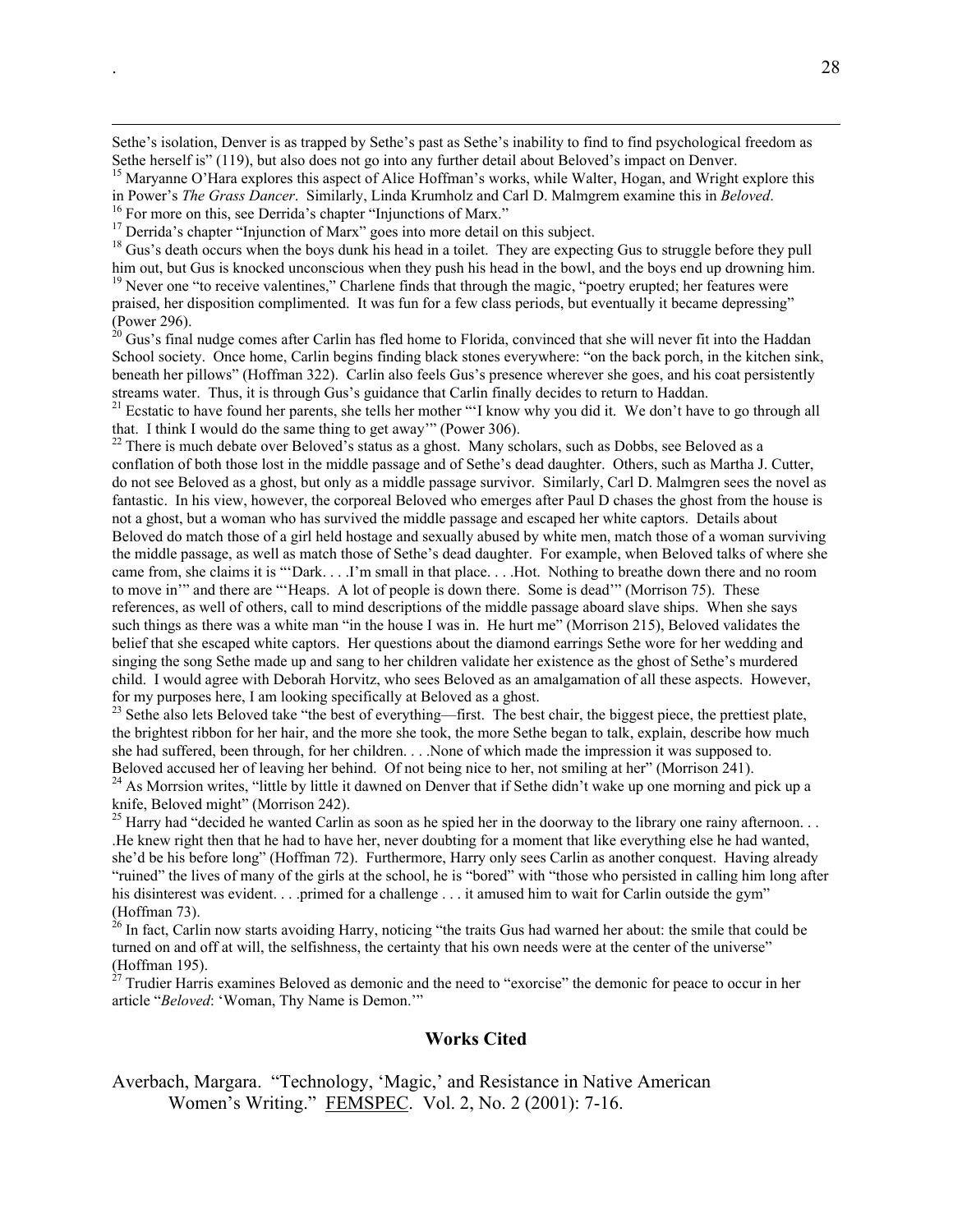Sethe's isolation, Denver is as trapped by Sethe's past as Sethe's inability to find to find psychological freedom as Sethe herself is" (119), but also does not go into any further detail about Beloved's impact on Denver.

[15] Maryanne O'Hara explores this aspect of Alice Hoffman's works, while Walter, Hogan, and Wright explore this in Power's *The Grass Dancer*. Similarly, Linda Krumholz and Carl D. Malmgrem examine this in *Beloved*.

[16] For more on this, see Derrida's chapter "Injunctions of Marx."

[17] Derrida's chapter "Injunction of Marx" goes into more detail on this subject.

[18] Gus's death occurs when the boys dunk his head in a toilet. They are expecting Gus to struggle before they pull him out, but Gus is knocked unconscious when they push his head in the bowl, and the boys end up drowning him.

[19] Never one "to receive valentines," Charlene finds that through the magic, "poetry erupted; her features were praised, her disposition complimented. It was fun for a few class periods, but eventually it became depressing" (Power 296).

[20] Gus's final nudge comes after Carlin has fled home to Florida, convinced that she will never fit into the Haddan School society. Once home, Carlin begins finding black stones everywhere: "on the back porch, in the kitchen sink, beneath her pillows" (Hoffman 322). Carlin also feels Gus's presence wherever she goes, and his coat persistently streams water. Thus, it is through Gus's guidance that Carlin finally decides to return to Haddan.

[21] Ecstatic to have found her parents, she tells her mother "'I know why you did it. We don't have to go through all that. I think I would do the same thing to get away'" (Power 306).

[22] There is much debate over Beloved's status as a ghost. Many scholars, such as Dobbs, see Beloved as a conflation of both those lost in the middle passage and of Sethe's dead daughter. Others, such as Martha J. Cutter, do not see Beloved as a ghost, but only as a middle passage survivor. Similarly, Carl D. Malmgren sees the novel as fantastic. In his view, however, the corporeal Beloved who emerges after Paul D chases the ghost from the house is not a ghost, but a woman who has survived the middle passage and escaped her white captors. Details about Beloved do match those of a girl held hostage and sexually abused by white men, match those of a woman surviving the middle passage, as well as match those of Sethe's dead daughter. For example, when Beloved talks of where she came from, she claims it is "'Dark. . . .I'm small in that place. . . .Hot. Nothing to breathe down there and no room to move in'" and there are "'Heaps. A lot of people is down there. Some is dead'" (Morrison 75). These references, as well of others, call to mind descriptions of the middle passage aboard slave ships. When she says such things as there was a white man "in the house I was in. He hurt me" (Morrison 215), Beloved validates the belief that she escaped white captors. Her questions about the diamond earrings Sethe wore for her wedding and singing the song Sethe made up and sang to her children validate her existence as the ghost of Sethe's murdered child. I would agree with Deborah Horvitz, who sees Beloved as an amalgamation of all these aspects. However, for my purposes here, I am looking specifically at Beloved as a ghost.

[23] Sethe also lets Beloved take "the best of everything—first. The best chair, the biggest piece, the prettiest plate, the brightest ribbon for her hair, and the more she took, the more Sethe began to talk, explain, describe how much she had suffered, been through, for her children. . . .None of which made the impression it was supposed to. Beloved accused her of leaving her behind. Of not being nice to her, not smiling at her" (Morrison 241).

[24] As Morrsion writes, "little by little it dawned on Denver that if Sethe didn't wake up one morning and pick up a knife, Beloved might" (Morrison 242).

[25] Harry had "decided he wanted Carlin as soon as he spied her in the doorway to the library one rainy afternoon. . . .He knew right then that he had to have her, never doubting for a moment that like everything else he had wanted, she'd be his before long" (Hoffman 72). Furthermore, Harry only sees Carlin as another conquest. Having already "ruined" the lives of many of the girls at the school, he is "bored" with "those who persisted in calling him long after his disinterest was evident. . . .primed for a challenge . . . it amused him to wait for Carlin outside the gym" (Hoffman 73).

[26] In fact, Carlin now starts avoiding Harry, noticing "the traits Gus had warned her about: the smile that could be turned on and off at will, the selfishness, the certainty that his own needs were at the center of the universe" (Hoffman 195).

[27] Trudier Harris examines Beloved as demonic and the need to "exorcise" the demonic for peace to occur in her article "*Beloved*: 'Woman, Thy Name is Demon.'"

## Works Cited

Averbach, Margara. "Technology, 'Magic,' and Resistance in Native American Women's Writing." FEMSPEC. Vol. 2, No. 2 (2001): 7-16.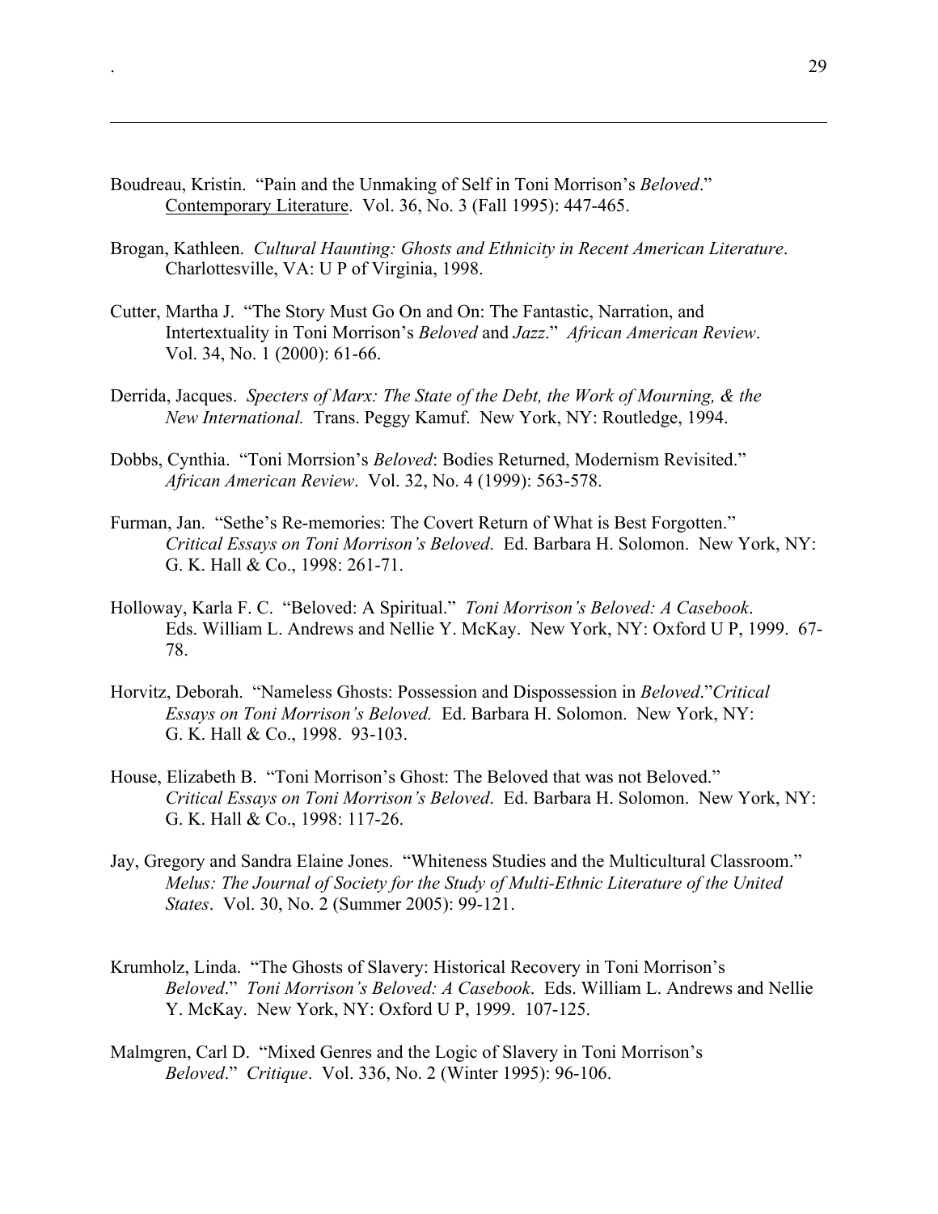Boudreau, Kristin. "Pain and the Unmaking of Self in Toni Morrison's *Beloved*." Contemporary Literature. Vol. 36, No. 3 (Fall 1995): 447-465.

Brogan, Kathleen. *Cultural Haunting: Ghosts and Ethnicity in Recent American Literature*. Charlottesville, VA: U P of Virginia, 1998.

Cutter, Martha J. "The Story Must Go On and On: The Fantastic, Narration, and Intertextuality in Toni Morrison's *Beloved* and *Jazz*." *African American Review*. Vol. 34, No. 1 (2000): 61-66.

Derrida, Jacques. *Specters of Marx: The State of the Debt, the Work of Mourning, & the New International.* Trans. Peggy Kamuf. New York, NY: Routledge, 1994.

Dobbs, Cynthia. "Toni Morrsion's *Beloved*: Bodies Returned, Modernism Revisited." *African American Review*. Vol. 32, No. 4 (1999): 563-578.

Furman, Jan. "Sethe's Re-memories: The Covert Return of What is Best Forgotten." *Critical Essays on Toni Morrison's Beloved*. Ed. Barbara H. Solomon. New York, NY: G. K. Hall & Co., 1998: 261-71.

Holloway, Karla F. C. "Beloved: A Spiritual." *Toni Morrison's Beloved: A Casebook*. Eds. William L. Andrews and Nellie Y. McKay. New York, NY: Oxford U P, 1999. 67-78.

Horvitz, Deborah. "Nameless Ghosts: Possession and Dispossession in *Beloved*."*Critical Essays on Toni Morrison's Beloved.* Ed. Barbara H. Solomon. New York, NY: G. K. Hall & Co., 1998. 93-103.

House, Elizabeth B. "Toni Morrison's Ghost: The Beloved that was not Beloved." *Critical Essays on Toni Morrison's Beloved*. Ed. Barbara H. Solomon. New York, NY: G. K. Hall & Co., 1998: 117-26.

Jay, Gregory and Sandra Elaine Jones. "Whiteness Studies and the Multicultural Classroom." *Melus: The Journal of Society for the Study of Multi-Ethnic Literature of the United States*. Vol. 30, No. 2 (Summer 2005): 99-121.

Krumholz, Linda. "The Ghosts of Slavery: Historical Recovery in Toni Morrison's *Beloved*." *Toni Morrison's Beloved: A Casebook*. Eds. William L. Andrews and Nellie Y. McKay. New York, NY: Oxford U P, 1999. 107-125.

Malmgren, Carl D. "Mixed Genres and the Logic of Slavery in Toni Morrison's *Beloved*." *Critique*. Vol. 336, No. 2 (Winter 1995): 96-106.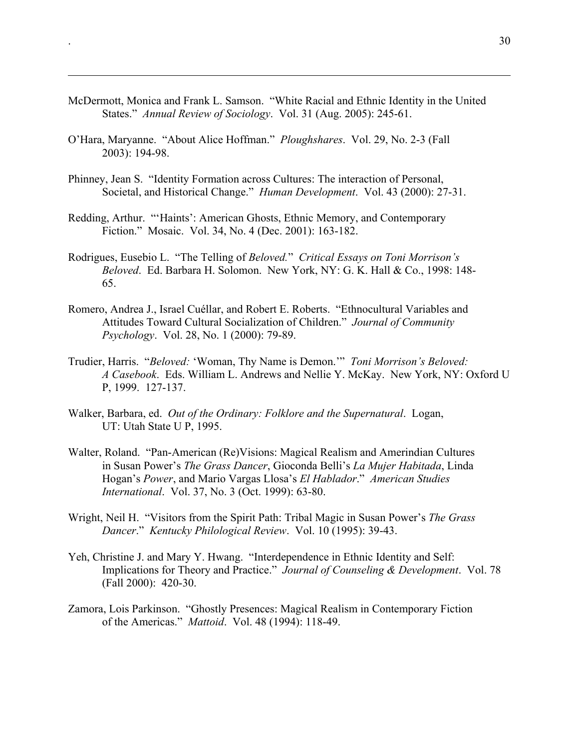McDermott, Monica and Frank L. Samson. "White Racial and Ethnic Identity in the United States." *Annual Review of Sociology*. Vol. 31 (Aug. 2005): 245-61.

O'Hara, Maryanne. "About Alice Hoffman." *Ploughshares*. Vol. 29, No. 2-3 (Fall 2003): 194-98.

Phinney, Jean S. "Identity Formation across Cultures: The interaction of Personal, Societal, and Historical Change." *Human Development*. Vol. 43 (2000): 27-31.

Redding, Arthur. "'Haints': American Ghosts, Ethnic Memory, and Contemporary Fiction." Mosaic. Vol. 34, No. 4 (Dec. 2001): 163-182.

Rodrigues, Eusebio L. "The Telling of *Beloved*." *Critical Essays on Toni Morrison's Beloved*. Ed. Barbara H. Solomon. New York, NY: G. K. Hall & Co., 1998: 148-65.

Romero, Andrea J., Israel Cuéllar, and Robert E. Roberts. "Ethnocultural Variables and Attitudes Toward Cultural Socialization of Children." *Journal of Community Psychology*. Vol. 28, No. 1 (2000): 79-89.

Trudier, Harris. "*Beloved:* 'Woman, Thy Name is Demon.'" *Toni Morrison's Beloved: A Casebook*. Eds. William L. Andrews and Nellie Y. McKay. New York, NY: Oxford U P, 1999. 127-137.

Walker, Barbara, ed. *Out of the Ordinary: Folklore and the Supernatural*. Logan, UT: Utah State U P, 1995.

Walter, Roland. "Pan-American (Re)Visions: Magical Realism and Amerindian Cultures in Susan Power's *The Grass Dancer*, Gioconda Belli's *La Mujer Habitada*, Linda Hogan's *Power*, and Mario Vargas Llosa's *El Hablador*." *American Studies International*. Vol. 37, No. 3 (Oct. 1999): 63-80.

Wright, Neil H. "Visitors from the Spirit Path: Tribal Magic in Susan Power's *The Grass Dancer*." *Kentucky Philological Review*. Vol. 10 (1995): 39-43.

Yeh, Christine J. and Mary Y. Hwang. "Interdependence in Ethnic Identity and Self: Implications for Theory and Practice." *Journal of Counseling & Development*. Vol. 78 (Fall 2000): 420-30.

Zamora, Lois Parkinson. "Ghostly Presences: Magical Realism in Contemporary Fiction of the Americas." *Mattoid*. Vol. 48 (1994): 118-49.